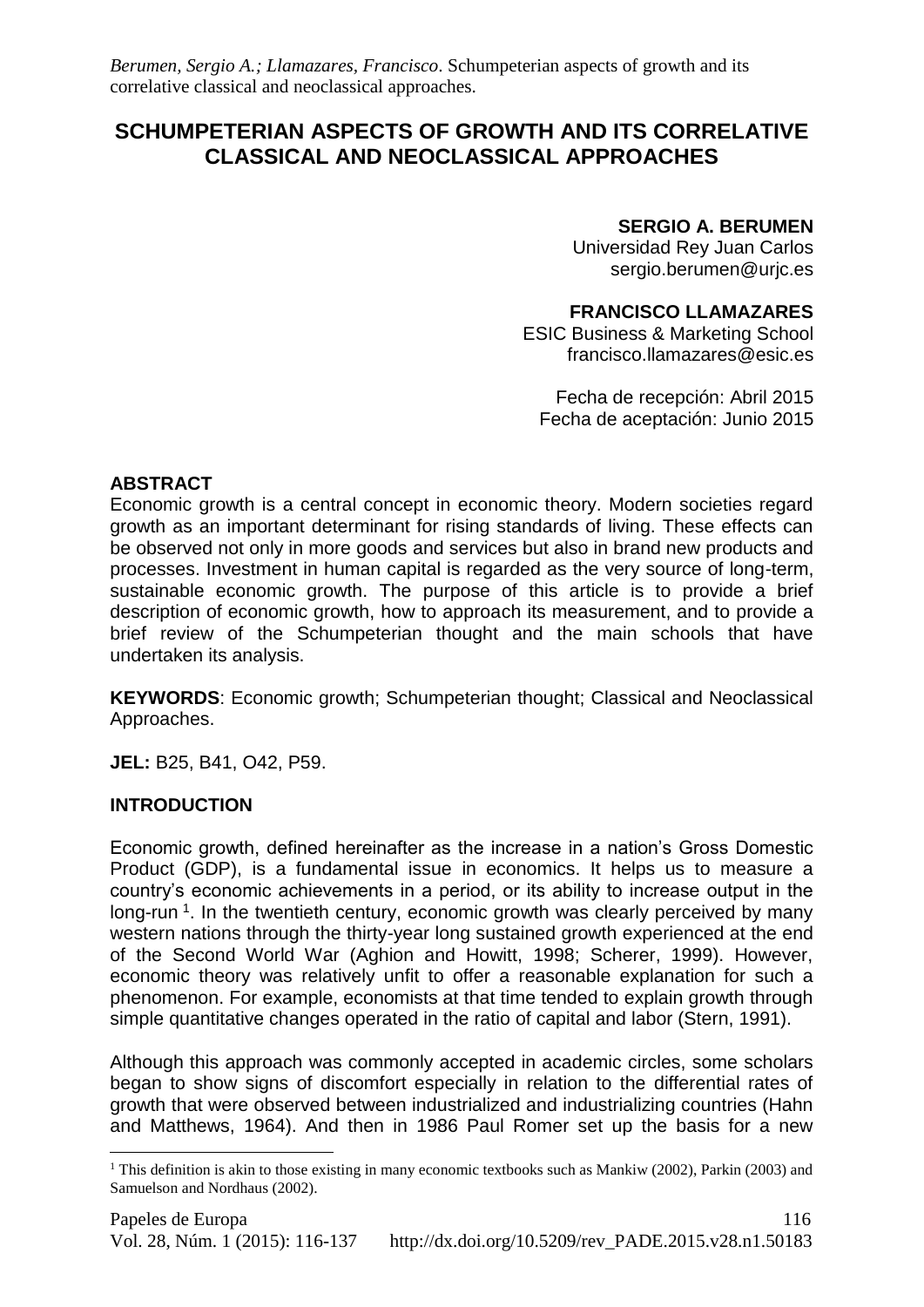# SCHUMPETERIAN ASPECTS OF GROWTH AND ITS CORRELATIVE CLASSICAL AND NEOCLASSICAL APPROACHES

**SERGIO A. BERUMEN**
Universidad Rey Juan Carlos
sergio.berumen@urjc.es

**FRANCISCO LLAMAZARES**
ESIC Business & Marketing School
francisco.llamazares@esic.es

Fecha de recepción: Abril 2015
Fecha de aceptación: Junio 2015

## ABSTRACT

Economic growth is a central concept in economic theory. Modern societies regard growth as an important determinant for rising standards of living. These effects can be observed not only in more goods and services but also in brand new products and processes. Investment in human capital is regarded as the very source of long-term, sustainable economic growth. The purpose of this article is to provide a brief description of economic growth, how to approach its measurement, and to provide a brief review of the Schumpeterian thought and the main schools that have undertaken its analysis.

**KEYWORDS**: Economic growth; Schumpeterian thought; Classical and Neoclassical Approaches.

**JEL:** B25, B41, O42, P59.

## INTRODUCTION

Economic growth, defined hereinafter as the increase in a nation's Gross Domestic Product (GDP), is a fundamental issue in economics. It helps us to measure a country's economic achievements in a period, or its ability to increase output in the long-run [1]. In the twentieth century, economic growth was clearly perceived by many western nations through the thirty-year long sustained growth experienced at the end of the Second World War (Aghion and Howitt, 1998; Scherer, 1999). However, economic theory was relatively unfit to offer a reasonable explanation for such a phenomenon. For example, economists at that time tended to explain growth through simple quantitative changes operated in the ratio of capital and labor (Stern, 1991).

Although this approach was commonly accepted in academic circles, some scholars began to show signs of discomfort especially in relation to the differential rates of growth that were observed between industrialized and industrializing countries (Hahn and Matthews, 1964). And then in 1986 Paul Romer set up the basis for a new

[1] This definition is akin to those existing in many economic textbooks such as Mankiw (2002), Parkin (2003) and Samuelson and Nordhaus (2002).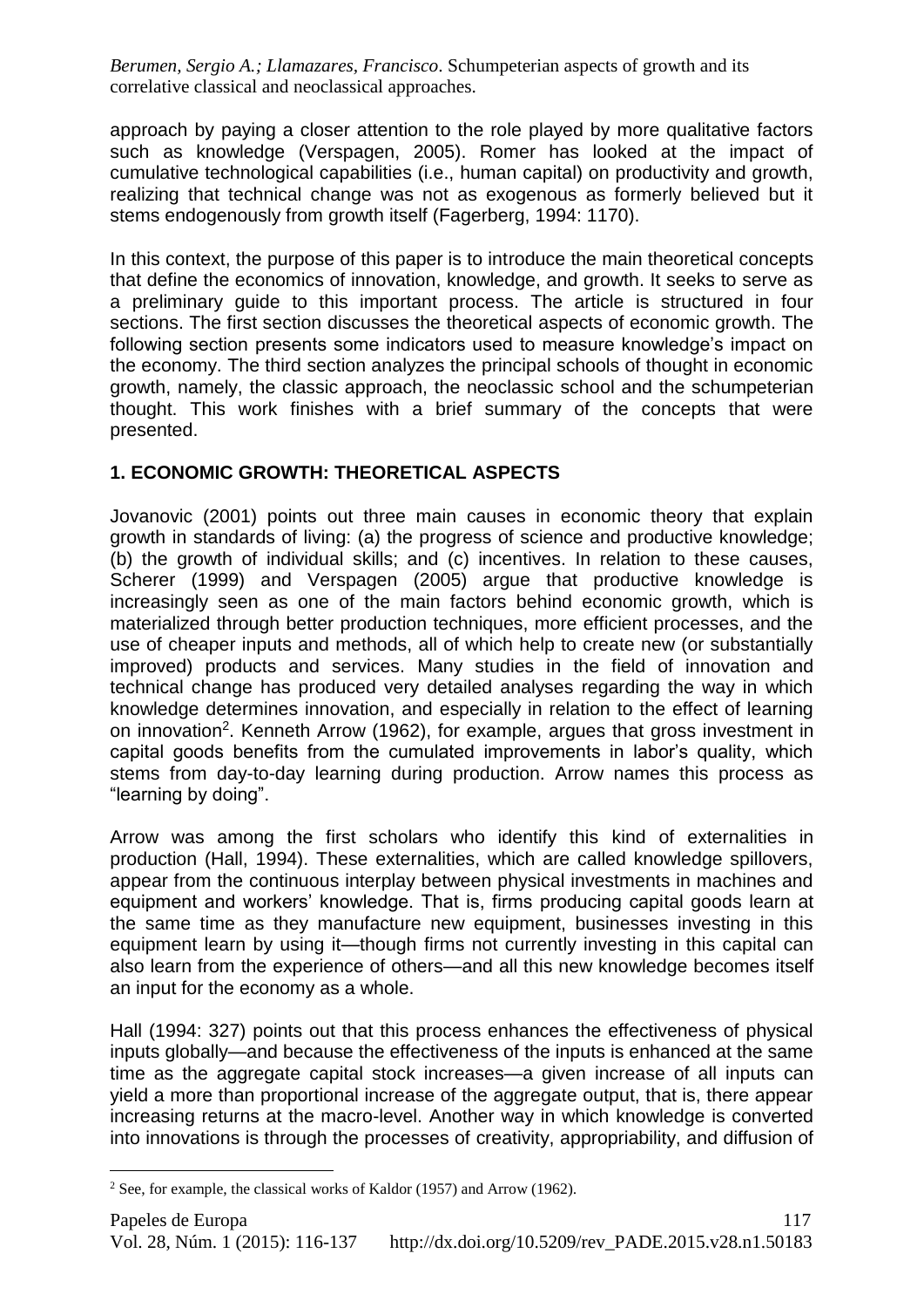approach by paying a closer attention to the role played by more qualitative factors such as knowledge (Verspagen, 2005). Romer has looked at the impact of cumulative technological capabilities (i.e., human capital) on productivity and growth, realizing that technical change was not as exogenous as formerly believed but it stems endogenously from growth itself (Fagerberg, 1994: 1170).

In this context, the purpose of this paper is to introduce the main theoretical concepts that define the economics of innovation, knowledge, and growth. It seeks to serve as a preliminary guide to this important process. The article is structured in four sections. The first section discusses the theoretical aspects of economic growth. The following section presents some indicators used to measure knowledge's impact on the economy. The third section analyzes the principal schools of thought in economic growth, namely, the classic approach, the neoclassic school and the schumpeterian thought. This work finishes with a brief summary of the concepts that were presented.

## 1. ECONOMIC GROWTH: THEORETICAL ASPECTS

Jovanovic (2001) points out three main causes in economic theory that explain growth in standards of living: (a) the progress of science and productive knowledge; (b) the growth of individual skills; and (c) incentives. In relation to these causes, Scherer (1999) and Verspagen (2005) argue that productive knowledge is increasingly seen as one of the main factors behind economic growth, which is materialized through better production techniques, more efficient processes, and the use of cheaper inputs and methods, all of which help to create new (or substantially improved) products and services. Many studies in the field of innovation and technical change has produced very detailed analyses regarding the way in which knowledge determines innovation, and especially in relation to the effect of learning on innovation[2]. Kenneth Arrow (1962), for example, argues that gross investment in capital goods benefits from the cumulated improvements in labor's quality, which stems from day-to-day learning during production. Arrow names this process as "learning by doing".

Arrow was among the first scholars who identify this kind of externalities in production (Hall, 1994). These externalities, which are called knowledge spillovers, appear from the continuous interplay between physical investments in machines and equipment and workers' knowledge. That is, firms producing capital goods learn at the same time as they manufacture new equipment, businesses investing in this equipment learn by using it—though firms not currently investing in this capital can also learn from the experience of others—and all this new knowledge becomes itself an input for the economy as a whole.

Hall (1994: 327) points out that this process enhances the effectiveness of physical inputs globally—and because the effectiveness of the inputs is enhanced at the same time as the aggregate capital stock increases—a given increase of all inputs can yield a more than proportional increase of the aggregate output, that is, there appear increasing returns at the macro-level. Another way in which knowledge is converted into innovations is through the processes of creativity, appropriability, and diffusion of

[2] See, for example, the classical works of Kaldor (1957) and Arrow (1962).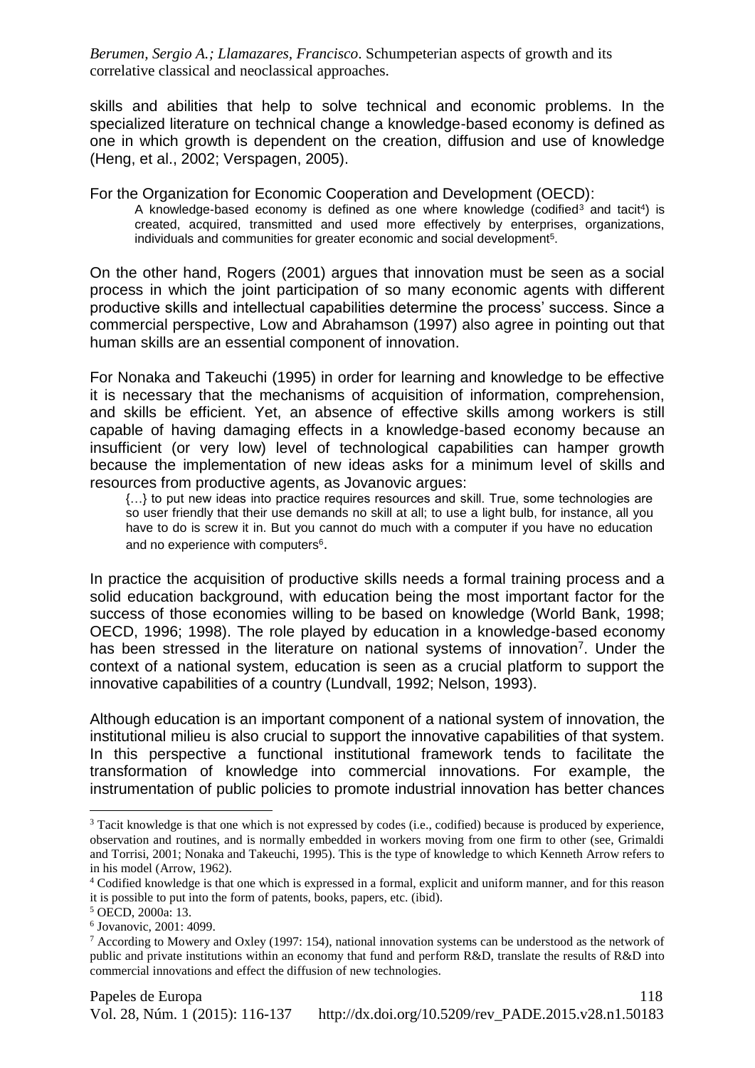skills and abilities that help to solve technical and economic problems. In the specialized literature on technical change a knowledge-based economy is defined as one in which growth is dependent on the creation, diffusion and use of knowledge (Heng, et al., 2002; Verspagen, 2005).

For the Organization for Economic Cooperation and Development (OECD):

> A knowledge-based economy is defined as one where knowledge (codified[3] and tacit[4]) is created, acquired, transmitted and used more effectively by enterprises, organizations, individuals and communities for greater economic and social development[5].

On the other hand, Rogers (2001) argues that innovation must be seen as a social process in which the joint participation of so many economic agents with different productive skills and intellectual capabilities determine the process' success. Since a commercial perspective, Low and Abrahamson (1997) also agree in pointing out that human skills are an essential component of innovation.

For Nonaka and Takeuchi (1995) in order for learning and knowledge to be effective it is necessary that the mechanisms of acquisition of information, comprehension, and skills be efficient. Yet, an absence of effective skills among workers is still capable of having damaging effects in a knowledge-based economy because an insufficient (or very low) level of technological capabilities can hamper growth because the implementation of new ideas asks for a minimum level of skills and resources from productive agents, as Jovanovic argues:

> {…} to put new ideas into practice requires resources and skill. True, some technologies are so user friendly that their use demands no skill at all; to use a light bulb, for instance, all you have to do is screw it in. But you cannot do much with a computer if you have no education and no experience with computers[6].

In practice the acquisition of productive skills needs a formal training process and a solid education background, with education being the most important factor for the success of those economies willing to be based on knowledge (World Bank, 1998; OECD, 1996; 1998). The role played by education in a knowledge-based economy has been stressed in the literature on national systems of innovation[7]. Under the context of a national system, education is seen as a crucial platform to support the innovative capabilities of a country (Lundvall, 1992; Nelson, 1993).

Although education is an important component of a national system of innovation, the institutional milieu is also crucial to support the innovative capabilities of that system. In this perspective a functional institutional framework tends to facilitate the transformation of knowledge into commercial innovations. For example, the instrumentation of public policies to promote industrial innovation has better chances

---

[3] Tacit knowledge is that one which is not expressed by codes (i.e., codified) because is produced by experience, observation and routines, and is normally embedded in workers moving from one firm to other (see, Grimaldi and Torrisi, 2001; Nonaka and Takeuchi, 1995). This is the type of knowledge to which Kenneth Arrow refers to in his model (Arrow, 1962).

[4] Codified knowledge is that one which is expressed in a formal, explicit and uniform manner, and for this reason it is possible to put into the form of patents, books, papers, etc. (ibid).

[5] OECD, 2000a: 13.

[6] Jovanovic, 2001: 4099.

[7] According to Mowery and Oxley (1997: 154), national innovation systems can be understood as the network of public and private institutions within an economy that fund and perform R&D, translate the results of R&D into commercial innovations and effect the diffusion of new technologies.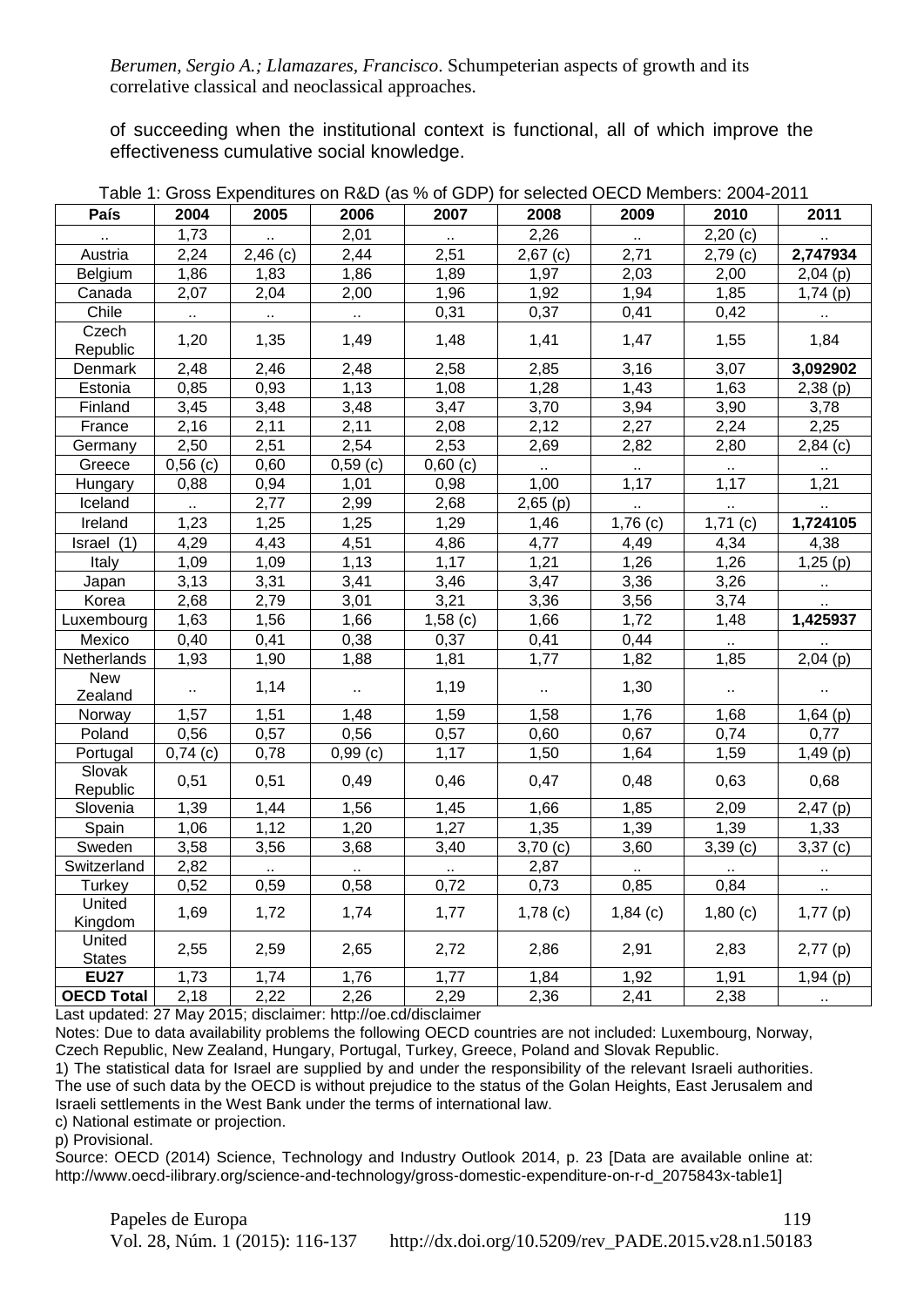of succeeding when the institutional context is functional, all of which improve the effectiveness cumulative social knowledge.

Table 1: Gross Expenditures on R&D (as % of GDP) for selected OECD Members: 2004-2011

| **País** | **2004** | **2005** | **2006** | **2007** | **2008** | **2009** | **2010** | **2011** |
|---|---|---|---|---|---|---|---|---|
| .. | 1,73 | .. | 2,01 | .. | 2,26 | .. | 2,20 (c) | .. |
| Austria | 2,24 | 2,46 (c) | 2,44 | 2,51 | 2,67 (c) | 2,71 | 2,79 (c) | **2,747934** |
| Belgium | 1,86 | 1,83 | 1,86 | 1,89 | 1,97 | 2,03 | 2,00 | 2,04 (p) |
| Canada | 2,07 | 2,04 | 2,00 | 1,96 | 1,92 | 1,94 | 1,85 | 1,74 (p) |
| Chile | .. | .. | .. | 0,31 | 0,37 | 0,41 | 0,42 | .. |
| Czech Republic | 1,20 | 1,35 | 1,49 | 1,48 | 1,41 | 1,47 | 1,55 | 1,84 |
| Denmark | 2,48 | 2,46 | 2,48 | 2,58 | 2,85 | 3,16 | 3,07 | **3,092902** |
| Estonia | 0,85 | 0,93 | 1,13 | 1,08 | 1,28 | 1,43 | 1,63 | 2,38 (p) |
| Finland | 3,45 | 3,48 | 3,48 | 3,47 | 3,70 | 3,94 | 3,90 | 3,78 |
| France | 2,16 | 2,11 | 2,11 | 2,08 | 2,12 | 2,27 | 2,24 | 2,25 |
| Germany | 2,50 | 2,51 | 2,54 | 2,53 | 2,69 | 2,82 | 2,80 | 2,84 (c) |
| Greece | 0,56 (c) | 0,60 | 0,59 (c) | 0,60 (c) | .. | .. | .. | .. |
| Hungary | 0,88 | 0,94 | 1,01 | 0,98 | 1,00 | 1,17 | 1,17 | 1,21 |
| Iceland | .. | 2,77 | 2,99 | 2,68 | 2,65 (p) | .. | .. | .. |
| Ireland | 1,23 | 1,25 | 1,25 | 1,29 | 1,46 | 1,76 (c) | 1,71 (c) | **1,724105** |
| Israel (1) | 4,29 | 4,43 | 4,51 | 4,86 | 4,77 | 4,49 | 4,34 | 4,38 |
| Italy | 1,09 | 1,09 | 1,13 | 1,17 | 1,21 | 1,26 | 1,26 | 1,25 (p) |
| Japan | 3,13 | 3,31 | 3,41 | 3,46 | 3,47 | 3,36 | 3,26 | .. |
| Korea | 2,68 | 2,79 | 3,01 | 3,21 | 3,36 | 3,56 | 3,74 | .. |
| Luxembourg | 1,63 | 1,56 | 1,66 | 1,58 (c) | 1,66 | 1,72 | 1,48 | **1,425937** |
| Mexico | 0,40 | 0,41 | 0,38 | 0,37 | 0,41 | 0,44 | .. | .. |
| Netherlands | 1,93 | 1,90 | 1,88 | 1,81 | 1,77 | 1,82 | 1,85 | 2,04 (p) |
| New Zealand | .. | 1,14 | .. | 1,19 | .. | 1,30 | .. | .. |
| Norway | 1,57 | 1,51 | 1,48 | 1,59 | 1,58 | 1,76 | 1,68 | 1,64 (p) |
| Poland | 0,56 | 0,57 | 0,56 | 0,57 | 0,60 | 0,67 | 0,74 | 0,77 |
| Portugal | 0,74 (c) | 0,78 | 0,99 (c) | 1,17 | 1,50 | 1,64 | 1,59 | 1,49 (p) |
| Slovak Republic | 0,51 | 0,51 | 0,49 | 0,46 | 0,47 | 0,48 | 0,63 | 0,68 |
| Slovenia | 1,39 | 1,44 | 1,56 | 1,45 | 1,66 | 1,85 | 2,09 | 2,47 (p) |
| Spain | 1,06 | 1,12 | 1,20 | 1,27 | 1,35 | 1,39 | 1,39 | 1,33 |
| Sweden | 3,58 | 3,56 | 3,68 | 3,40 | 3,70 (c) | 3,60 | 3,39 (c) | 3,37 (c) |
| Switzerland | 2,82 | .. | .. | .. | 2,87 | .. | .. | .. |
| Turkey | 0,52 | 0,59 | 0,58 | 0,72 | 0,73 | 0,85 | 0,84 | .. |
| United Kingdom | 1,69 | 1,72 | 1,74 | 1,77 | 1,78 (c) | 1,84 (c) | 1,80 (c) | 1,77 (p) |
| United States | 2,55 | 2,59 | 2,65 | 2,72 | 2,86 | 2,91 | 2,83 | 2,77 (p) |
| **EU27** | 1,73 | 1,74 | 1,76 | 1,77 | 1,84 | 1,92 | 1,91 | 1,94 (p) |
| **OECD Total** | 2,18 | 2,22 | 2,26 | 2,29 | 2,36 | 2,41 | 2,38 | .. |

Last updated: 27 May 2015; disclaimer: http://oe.cd/disclaimer

Notes: Due to data availability problems the following OECD countries are not included: Luxembourg, Norway, Czech Republic, New Zealand, Hungary, Portugal, Turkey, Greece, Poland and Slovak Republic.

1) The statistical data for Israel are supplied by and under the responsibility of the relevant Israeli authorities. The use of such data by the OECD is without prejudice to the status of the Golan Heights, East Jerusalem and Israeli settlements in the West Bank under the terms of international law.

c) National estimate or projection.

p) Provisional.

Source: OECD (2014) Science, Technology and Industry Outlook 2014, p. 23 [Data are available online at: http://www.oecd-ilibrary.org/science-and-technology/gross-domestic-expenditure-on-r-d_2075843x-table1]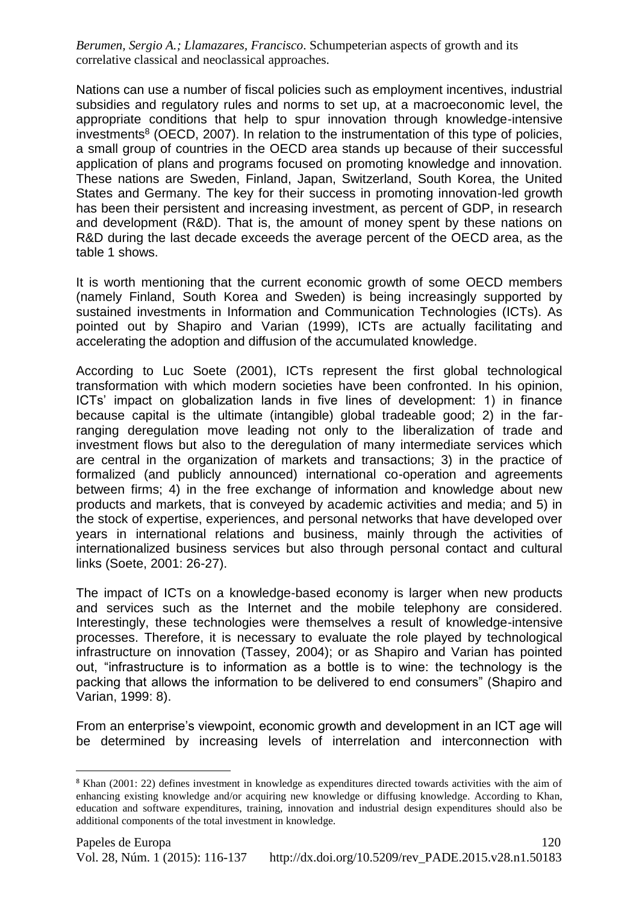Nations can use a number of fiscal policies such as employment incentives, industrial subsidies and regulatory rules and norms to set up, at a macroeconomic level, the appropriate conditions that help to spur innovation through knowledge-intensive investments[8] (OECD, 2007). In relation to the instrumentation of this type of policies, a small group of countries in the OECD area stands up because of their successful application of plans and programs focused on promoting knowledge and innovation. These nations are Sweden, Finland, Japan, Switzerland, South Korea, the United States and Germany. The key for their success in promoting innovation-led growth has been their persistent and increasing investment, as percent of GDP, in research and development (R&D). That is, the amount of money spent by these nations on R&D during the last decade exceeds the average percent of the OECD area, as the table 1 shows.

It is worth mentioning that the current economic growth of some OECD members (namely Finland, South Korea and Sweden) is being increasingly supported by sustained investments in Information and Communication Technologies (ICTs). As pointed out by Shapiro and Varian (1999), ICTs are actually facilitating and accelerating the adoption and diffusion of the accumulated knowledge.

According to Luc Soete (2001), ICTs represent the first global technological transformation with which modern societies have been confronted. In his opinion, ICTs' impact on globalization lands in five lines of development: 1) in finance because capital is the ultimate (intangible) global tradeable good; 2) in the far-ranging deregulation move leading not only to the liberalization of trade and investment flows but also to the deregulation of many intermediate services which are central in the organization of markets and transactions; 3) in the practice of formalized (and publicly announced) international co-operation and agreements between firms; 4) in the free exchange of information and knowledge about new products and markets, that is conveyed by academic activities and media; and 5) in the stock of expertise, experiences, and personal networks that have developed over years in international relations and business, mainly through the activities of internationalized business services but also through personal contact and cultural links (Soete, 2001: 26-27).

The impact of ICTs on a knowledge-based economy is larger when new products and services such as the Internet and the mobile telephony are considered. Interestingly, these technologies were themselves a result of knowledge-intensive processes. Therefore, it is necessary to evaluate the role played by technological infrastructure on innovation (Tassey, 2004); or as Shapiro and Varian has pointed out, "infrastructure is to information as a bottle is to wine: the technology is the packing that allows the information to be delivered to end consumers" (Shapiro and Varian, 1999: 8).

From an enterprise's viewpoint, economic growth and development in an ICT age will be determined by increasing levels of interrelation and interconnection with

[8] Khan (2001: 22) defines investment in knowledge as expenditures directed towards activities with the aim of enhancing existing knowledge and/or acquiring new knowledge or diffusing knowledge. According to Khan, education and software expenditures, training, innovation and industrial design expenditures should also be additional components of the total investment in knowledge.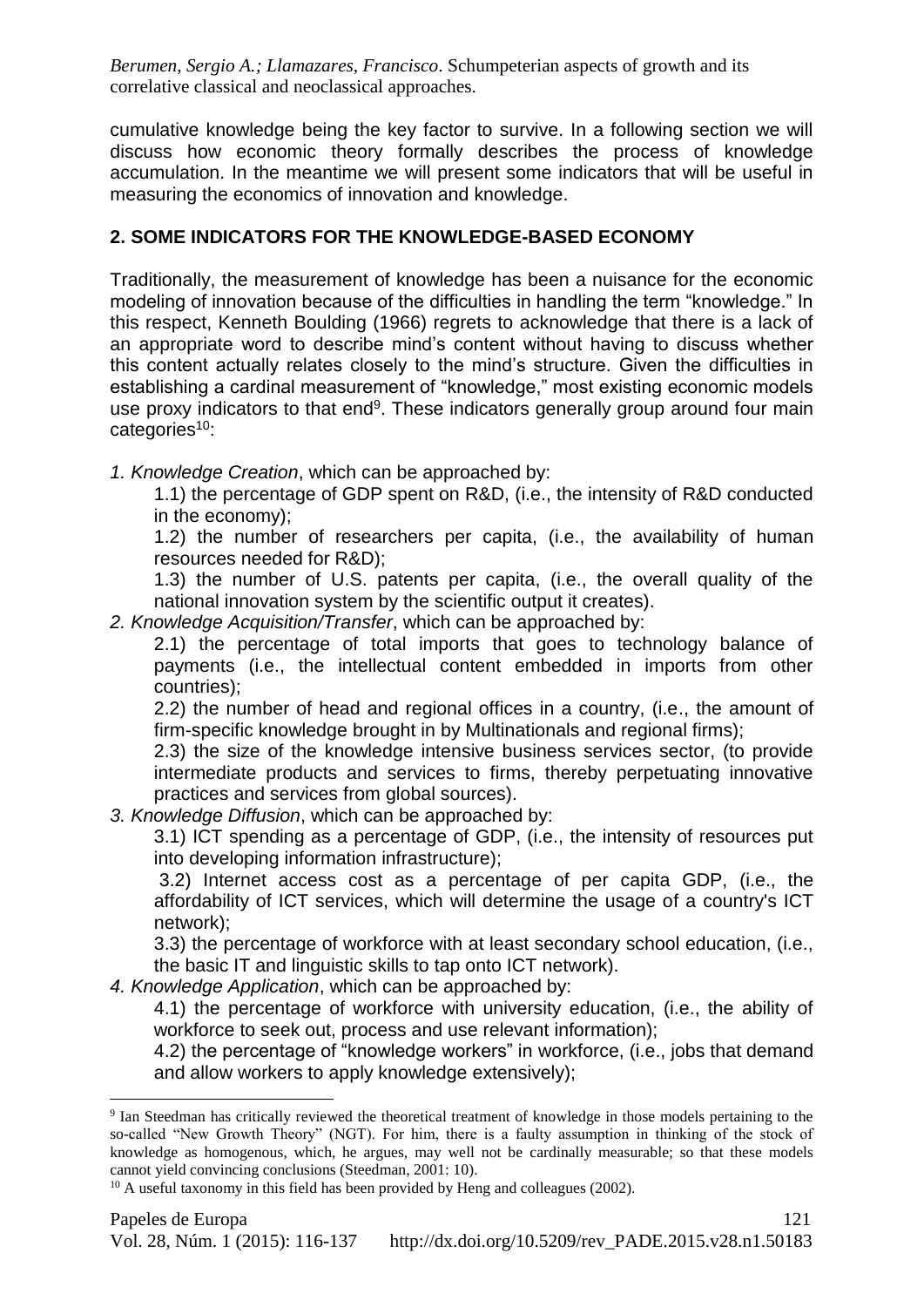cumulative knowledge being the key factor to survive. In a following section we will discuss how economic theory formally describes the process of knowledge accumulation. In the meantime we will present some indicators that will be useful in measuring the economics of innovation and knowledge.

## 2. SOME INDICATORS FOR THE KNOWLEDGE-BASED ECONOMY

Traditionally, the measurement of knowledge has been a nuisance for the economic modeling of innovation because of the difficulties in handling the term "knowledge." In this respect, Kenneth Boulding (1966) regrets to acknowledge that there is a lack of an appropriate word to describe mind's content without having to discuss whether this content actually relates closely to the mind's structure. Given the difficulties in establishing a cardinal measurement of "knowledge," most existing economic models use proxy indicators to that end[9]. These indicators generally group around four main categories[10]:

*1. Knowledge Creation*, which can be approached by:

1.1) the percentage of GDP spent on R&D, (i.e., the intensity of R&D conducted in the economy);

1.2) the number of researchers per capita, (i.e., the availability of human resources needed for R&D);

1.3) the number of U.S. patents per capita, (i.e., the overall quality of the national innovation system by the scientific output it creates).

*2. Knowledge Acquisition/Transfer*, which can be approached by:

2.1) the percentage of total imports that goes to technology balance of payments (i.e., the intellectual content embedded in imports from other countries);

2.2) the number of head and regional offices in a country, (i.e., the amount of firm-specific knowledge brought in by Multinationals and regional firms);

2.3) the size of the knowledge intensive business services sector, (to provide intermediate products and services to firms, thereby perpetuating innovative practices and services from global sources).

*3. Knowledge Diffusion*, which can be approached by:

3.1) ICT spending as a percentage of GDP, (i.e., the intensity of resources put into developing information infrastructure);

3.2) Internet access cost as a percentage of per capita GDP, (i.e., the affordability of ICT services, which will determine the usage of a country's ICT network);

3.3) the percentage of workforce with at least secondary school education, (i.e., the basic IT and linguistic skills to tap onto ICT network).

*4. Knowledge Application*, which can be approached by:

4.1) the percentage of workforce with university education, (i.e., the ability of workforce to seek out, process and use relevant information);

4.2) the percentage of "knowledge workers" in workforce, (i.e., jobs that demand and allow workers to apply knowledge extensively);

---

[9] Ian Steedman has critically reviewed the theoretical treatment of knowledge in those models pertaining to the so-called "New Growth Theory" (NGT). For him, there is a faulty assumption in thinking of the stock of knowledge as homogenous, which, he argues, may well not be cardinally measurable; so that these models cannot yield convincing conclusions (Steedman, 2001: 10).

[10] A useful taxonomy in this field has been provided by Heng and colleagues (2002).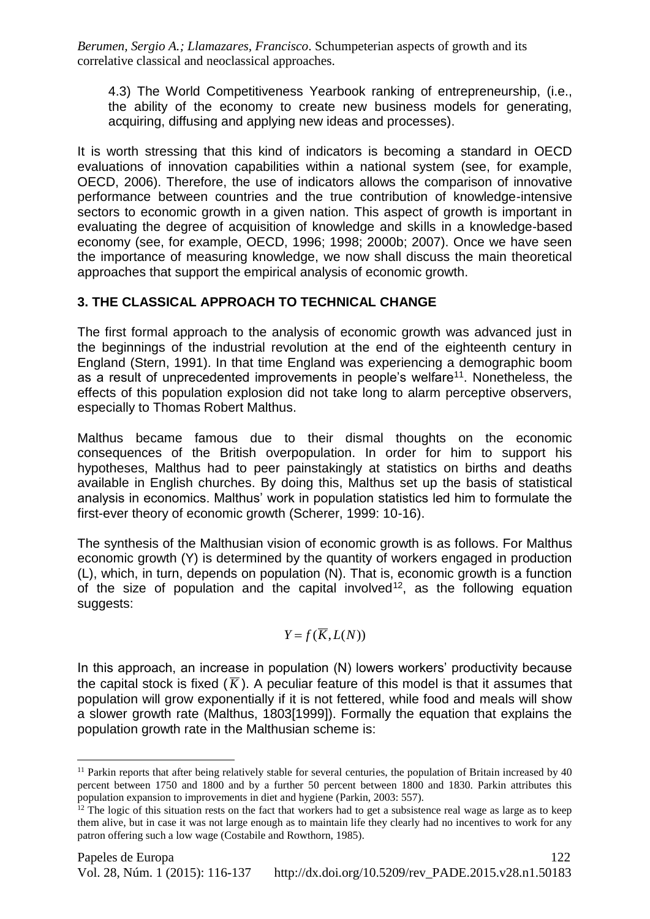4.3) The World Competitiveness Yearbook ranking of entrepreneurship, (i.e., the ability of the economy to create new business models for generating, acquiring, diffusing and applying new ideas and processes).

It is worth stressing that this kind of indicators is becoming a standard in OECD evaluations of innovation capabilities within a national system (see, for example, OECD, 2006). Therefore, the use of indicators allows the comparison of innovative performance between countries and the true contribution of knowledge-intensive sectors to economic growth in a given nation. This aspect of growth is important in evaluating the degree of acquisition of knowledge and skills in a knowledge-based economy (see, for example, OECD, 1996; 1998; 2000b; 2007). Once we have seen the importance of measuring knowledge, we now shall discuss the main theoretical approaches that support the empirical analysis of economic growth.

## 3. THE CLASSICAL APPROACH TO TECHNICAL CHANGE

The first formal approach to the analysis of economic growth was advanced just in the beginnings of the industrial revolution at the end of the eighteenth century in England (Stern, 1991). In that time England was experiencing a demographic boom as a result of unprecedented improvements in people's welfare[11]. Nonetheless, the effects of this population explosion did not take long to alarm perceptive observers, especially to Thomas Robert Malthus.

Malthus became famous due to their dismal thoughts on the economic consequences of the British overpopulation. In order for him to support his hypotheses, Malthus had to peer painstakingly at statistics on births and deaths available in English churches. By doing this, Malthus set up the basis of statistical analysis in economics. Malthus' work in population statistics led him to formulate the first-ever theory of economic growth (Scherer, 1999: 10-16).

The synthesis of the Malthusian vision of economic growth is as follows. For Malthus economic growth (Y) is determined by the quantity of workers engaged in production (L), which, in turn, depends on population (N). That is, economic growth is a function of the size of population and the capital involved[12], as the following equation suggests:

$$Y = f(\overline{K}, L(N))$$

In this approach, an increase in population (N) lowers workers' productivity because the capital stock is fixed ($\overline{K}$). A peculiar feature of this model is that it assumes that population will grow exponentially if it is not fettered, while food and meals will show a slower growth rate (Malthus, 1803[1999]). Formally the equation that explains the population growth rate in the Malthusian scheme is:

---

[11] Parkin reports that after being relatively stable for several centuries, the population of Britain increased by 40 percent between 1750 and 1800 and by a further 50 percent between 1800 and 1830. Parkin attributes this population expansion to improvements in diet and hygiene (Parkin, 2003: 557).

[12] The logic of this situation rests on the fact that workers had to get a subsistence real wage as large as to keep them alive, but in case it was not large enough as to maintain life they clearly had no incentives to work for any patron offering such a low wage (Costabile and Rowthorn, 1985).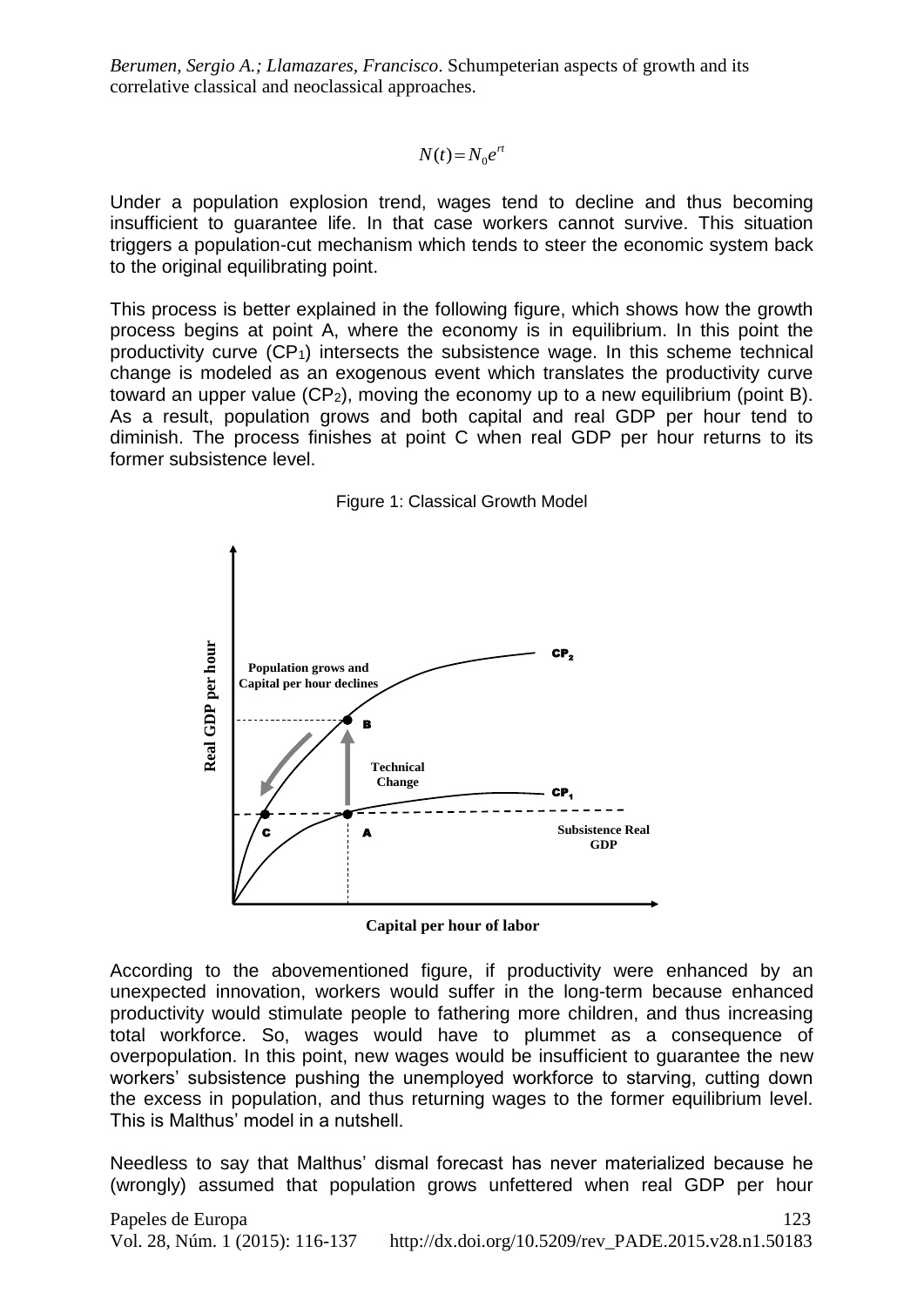$$N(t) = N_0 e^{rt}$$

Under a population explosion trend, wages tend to decline and thus becoming insufficient to guarantee life. In that case workers cannot survive. This situation triggers a population-cut mechanism which tends to steer the economic system back to the original equilibrating point.

This process is better explained in the following figure, which shows how the growth process begins at point A, where the economy is in equilibrium. In this point the productivity curve ($CP_1$) intersects the subsistence wage. In this scheme technical change is modeled as an exogenous event which translates the productivity curve toward an upper value ($CP_2$), moving the economy up to a new equilibrium (point B). As a result, population grows and both capital and real GDP per hour tend to diminish. The process finishes at point C when real GDP per hour returns to its former subsistence level.

Figure 1: Classical Growth Model

Real GDP per hour

Population grows and Capital per hour declines

CP2

B

Technical Change

CP1

C

A

Subsistence Real GDP

Capital per hour of labor

According to the abovementioned figure, if productivity were enhanced by an unexpected innovation, workers would suffer in the long-term because enhanced productivity would stimulate people to fathering more children, and thus increasing total workforce. So, wages would have to plummet as a consequence of overpopulation. In this point, new wages would be insufficient to guarantee the new workers' subsistence pushing the unemployed workforce to starving, cutting down the excess in population, and thus returning wages to the former equilibrium level. This is Malthus' model in a nutshell.

Needless to say that Malthus' dismal forecast has never materialized because he (wrongly) assumed that population grows unfettered when real GDP per hour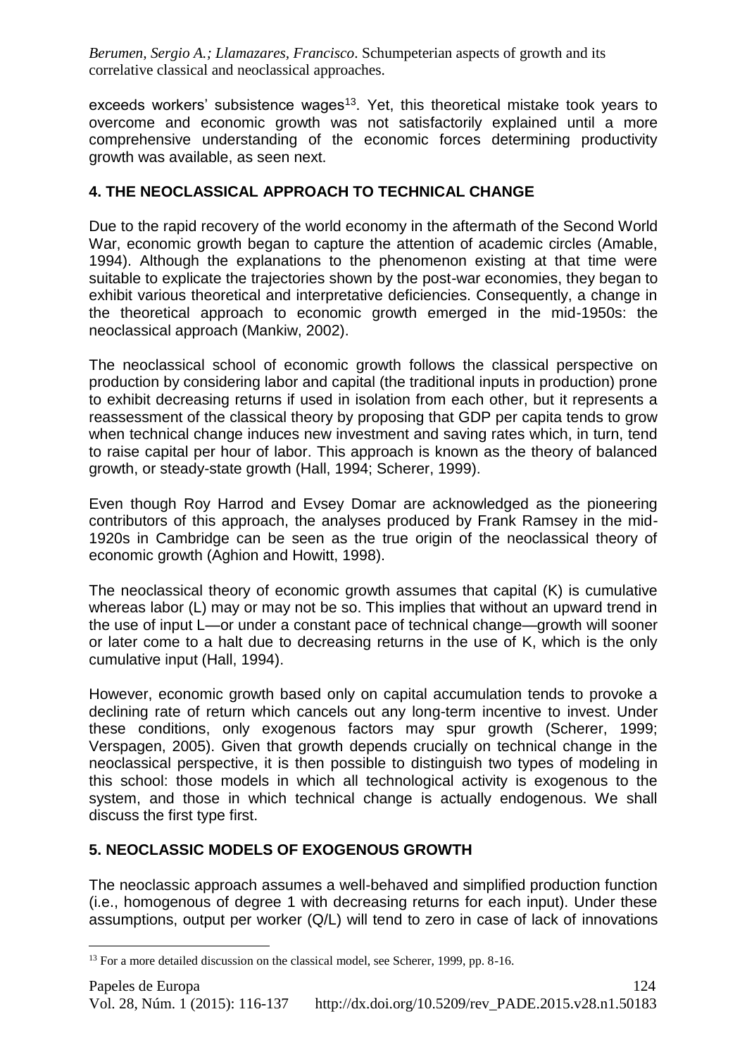exceeds workers' subsistence wages[13]. Yet, this theoretical mistake took years to overcome and economic growth was not satisfactorily explained until a more comprehensive understanding of the economic forces determining productivity growth was available, as seen next.

## 4. THE NEOCLASSICAL APPROACH TO TECHNICAL CHANGE

Due to the rapid recovery of the world economy in the aftermath of the Second World War, economic growth began to capture the attention of academic circles (Amable, 1994). Although the explanations to the phenomenon existing at that time were suitable to explicate the trajectories shown by the post-war economies, they began to exhibit various theoretical and interpretative deficiencies. Consequently, a change in the theoretical approach to economic growth emerged in the mid-1950s: the neoclassical approach (Mankiw, 2002).

The neoclassical school of economic growth follows the classical perspective on production by considering labor and capital (the traditional inputs in production) prone to exhibit decreasing returns if used in isolation from each other, but it represents a reassessment of the classical theory by proposing that GDP per capita tends to grow when technical change induces new investment and saving rates which, in turn, tend to raise capital per hour of labor. This approach is known as the theory of balanced growth, or steady-state growth (Hall, 1994; Scherer, 1999).

Even though Roy Harrod and Evsey Domar are acknowledged as the pioneering contributors of this approach, the analyses produced by Frank Ramsey in the mid-1920s in Cambridge can be seen as the true origin of the neoclassical theory of economic growth (Aghion and Howitt, 1998).

The neoclassical theory of economic growth assumes that capital (K) is cumulative whereas labor (L) may or may not be so. This implies that without an upward trend in the use of input L—or under a constant pace of technical change—growth will sooner or later come to a halt due to decreasing returns in the use of K, which is the only cumulative input (Hall, 1994).

However, economic growth based only on capital accumulation tends to provoke a declining rate of return which cancels out any long-term incentive to invest. Under these conditions, only exogenous factors may spur growth (Scherer, 1999; Verspagen, 2005). Given that growth depends crucially on technical change in the neoclassical perspective, it is then possible to distinguish two types of modeling in this school: those models in which all technological activity is exogenous to the system, and those in which technical change is actually endogenous. We shall discuss the first type first.

## 5. NEOCLASSIC MODELS OF EXOGENOUS GROWTH

The neoclassic approach assumes a well-behaved and simplified production function (i.e., homogenous of degree 1 with decreasing returns for each input). Under these assumptions, output per worker (Q/L) will tend to zero in case of lack of innovations

[13] For a more detailed discussion on the classical model, see Scherer, 1999, pp. 8-16.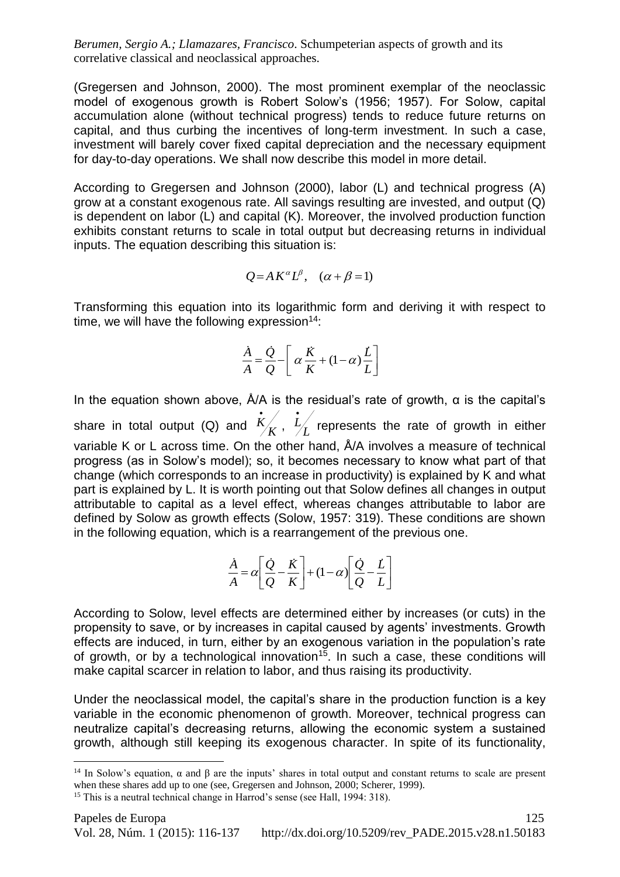(Gregersen and Johnson, 2000). The most prominent exemplar of the neoclassic model of exogenous growth is Robert Solow's (1956; 1957). For Solow, capital accumulation alone (without technical progress) tends to reduce future returns on capital, and thus curbing the incentives of long-term investment. In such a case, investment will barely cover fixed capital depreciation and the necessary equipment for day-to-day operations. We shall now describe this model in more detail.

According to Gregersen and Johnson (2000), labor (L) and technical progress (A) grow at a constant exogenous rate. All savings resulting are invested, and output (Q) is dependent on labor (L) and capital (K). Moreover, the involved production function exhibits constant returns to scale in total output but decreasing returns in individual inputs. The equation describing this situation is:

$$Q = AK^{\alpha}L^{\beta}, \quad (\alpha + \beta = 1)$$

Transforming this equation into its logarithmic form and deriving it with respect to time, we will have the following expression[14]:

$$\frac{\dot{A}}{A} = \frac{\dot{Q}}{Q} - \left[ \alpha \frac{\dot{K}}{K} + (1-\alpha)\frac{\dot{L}}{L} \right]$$

In the equation shown above, Å/A is the residual's rate of growth, α is the capital's share in total output (Q) and $\dot{K}/K$, $\dot{L}/L$ represents the rate of growth in either variable K or L across time. On the other hand, Å/A involves a measure of technical progress (as in Solow's model); so, it becomes necessary to know what part of that change (which corresponds to an increase in productivity) is explained by K and what part is explained by L. It is worth pointing out that Solow defines all changes in output attributable to capital as a level effect, whereas changes attributable to labor are defined by Solow as growth effects (Solow, 1957: 319). These conditions are shown in the following equation, which is a rearrangement of the previous one.

$$\frac{\dot{A}}{A} = \alpha\left[\frac{\dot{Q}}{Q} - \frac{\dot{K}}{K}\right] + (1-\alpha)\left[\frac{\dot{Q}}{Q} - \frac{\dot{L}}{L}\right]$$

According to Solow, level effects are determined either by increases (or cuts) in the propensity to save, or by increases in capital caused by agents' investments. Growth effects are induced, in turn, either by an exogenous variation in the population's rate of growth, or by a technological innovation[15]. In such a case, these conditions will make capital scarcer in relation to labor, and thus raising its productivity.

Under the neoclassical model, the capital's share in the production function is a key variable in the economic phenomenon of growth. Moreover, technical progress can neutralize capital's decreasing returns, allowing the economic system a sustained growth, although still keeping its exogenous character. In spite of its functionality,

[14] In Solow's equation, α and β are the inputs' shares in total output and constant returns to scale are present when these shares add up to one (see, Gregersen and Johnson, 2000; Scherer, 1999).

[15] This is a neutral technical change in Harrod's sense (see Hall, 1994: 318).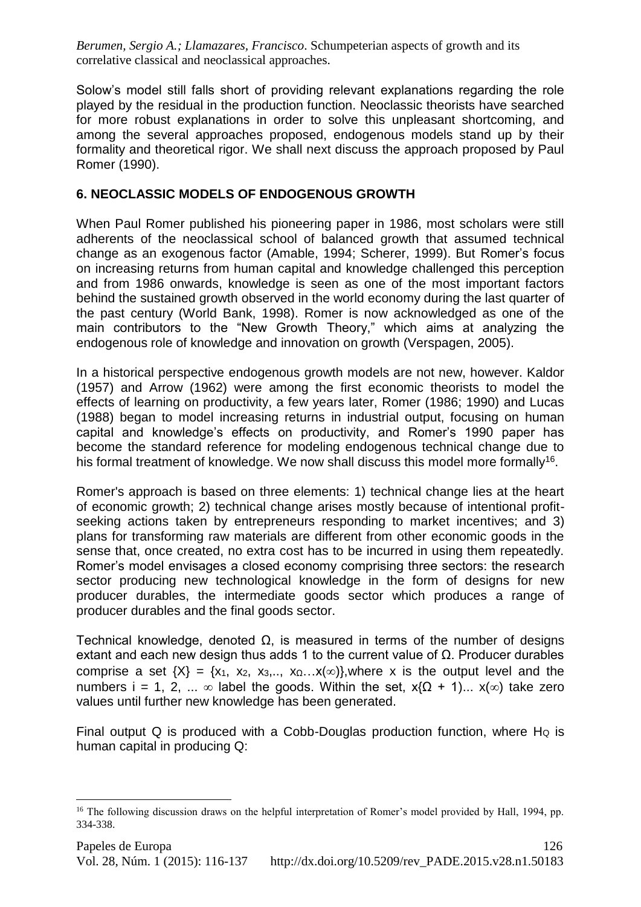Solow's model still falls short of providing relevant explanations regarding the role played by the residual in the production function. Neoclassic theorists have searched for more robust explanations in order to solve this unpleasant shortcoming, and among the several approaches proposed, endogenous models stand up by their formality and theoretical rigor. We shall next discuss the approach proposed by Paul Romer (1990).

## 6. NEOCLASSIC MODELS OF ENDOGENOUS GROWTH

When Paul Romer published his pioneering paper in 1986, most scholars were still adherents of the neoclassical school of balanced growth that assumed technical change as an exogenous factor (Amable, 1994; Scherer, 1999). But Romer's focus on increasing returns from human capital and knowledge challenged this perception and from 1986 onwards, knowledge is seen as one of the most important factors behind the sustained growth observed in the world economy during the last quarter of the past century (World Bank, 1998). Romer is now acknowledged as one of the main contributors to the "New Growth Theory," which aims at analyzing the endogenous role of knowledge and innovation on growth (Verspagen, 2005).

In a historical perspective endogenous growth models are not new, however. Kaldor (1957) and Arrow (1962) were among the first economic theorists to model the effects of learning on productivity, a few years later, Romer (1986; 1990) and Lucas (1988) began to model increasing returns in industrial output, focusing on human capital and knowledge's effects on productivity, and Romer's 1990 paper has become the standard reference for modeling endogenous technical change due to his formal treatment of knowledge. We now shall discuss this model more formally[16].

Romer's approach is based on three elements: 1) technical change lies at the heart of economic growth; 2) technical change arises mostly because of intentional profit-seeking actions taken by entrepreneurs responding to market incentives; and 3) plans for transforming raw materials are different from other economic goods in the sense that, once created, no extra cost has to be incurred in using them repeatedly. Romer's model envisages a closed economy comprising three sectors: the research sector producing new technological knowledge in the form of designs for new producer durables, the intermediate goods sector which produces a range of producer durables and the final goods sector.

Technical knowledge, denoted $\Omega$, is measured in terms of the number of designs extant and each new design thus adds 1 to the current value of $\Omega$. Producer durables comprise a set $\{X\} = \{x_1, x_2, x_3,.., x_\Omega \ldots x(\infty)\}$,where x is the output level and the numbers i = 1, 2, ... $\infty$ label the goods. Within the set, $x\{\Omega + 1) \ldots x(\infty)$ take zero values until further new knowledge has been generated.

Final output Q is produced with a Cobb-Douglas production function, where $H_Q$ is human capital in producing Q:

---

[16] The following discussion draws on the helpful interpretation of Romer's model provided by Hall, 1994, pp. 334-338.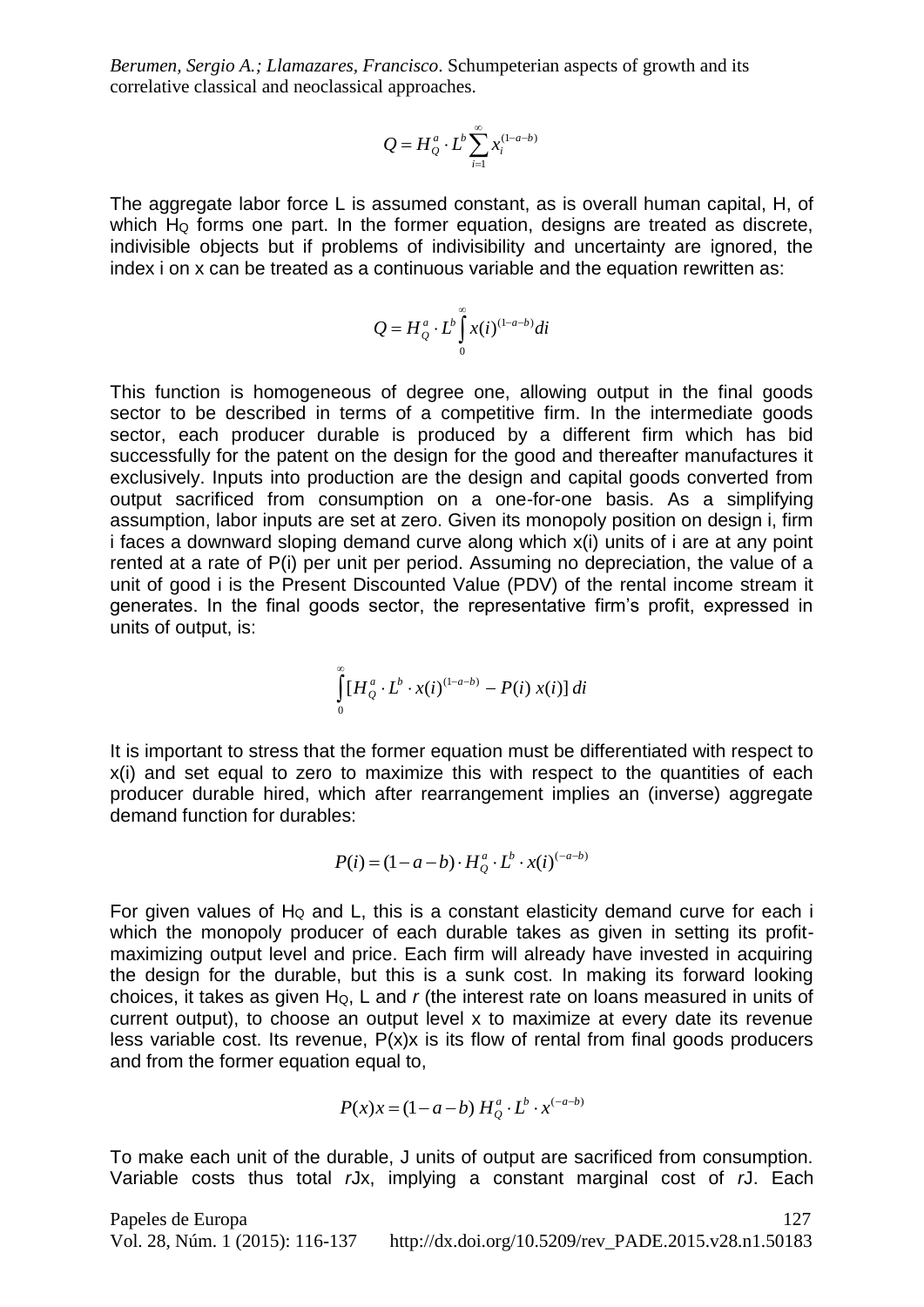$$Q = H_Q^a \cdot L^b \sum_{i=1}^{\infty} x_i^{(1-a-b)}$$

The aggregate labor force L is assumed constant, as is overall human capital, H, of which $H_Q$ forms one part. In the former equation, designs are treated as discrete, indivisible objects but if problems of indivisibility and uncertainty are ignored, the index i on x can be treated as a continuous variable and the equation rewritten as:

$$Q = H_Q^a \cdot L^b \int_0^{\infty} x(i)^{(1-a-b)} di$$

This function is homogeneous of degree one, allowing output in the final goods sector to be described in terms of a competitive firm. In the intermediate goods sector, each producer durable is produced by a different firm which has bid successfully for the patent on the design for the good and thereafter manufactures it exclusively. Inputs into production are the design and capital goods converted from output sacrificed from consumption on a one-for-one basis. As a simplifying assumption, labor inputs are set at zero. Given its monopoly position on design i, firm i faces a downward sloping demand curve along which x(i) units of i are at any point rented at a rate of P(i) per unit per period. Assuming no depreciation, the value of a unit of good i is the Present Discounted Value (PDV) of the rental income stream it generates. In the final goods sector, the representative firm's profit, expressed in units of output, is:

$$\int_0^{\infty} [H_Q^a \cdot L^b \cdot x(i)^{(1-a-b)} - P(i)\, x(i)]\, di$$

It is important to stress that the former equation must be differentiated with respect to x(i) and set equal to zero to maximize this with respect to the quantities of each producer durable hired, which after rearrangement implies an (inverse) aggregate demand function for durables:

$$P(i) = (1-a-b) \cdot H_Q^a \cdot L^b \cdot x(i)^{(-a-b)}$$

For given values of $H_Q$ and L, this is a constant elasticity demand curve for each i which the monopoly producer of each durable takes as given in setting its profit-maximizing output level and price. Each firm will already have invested in acquiring the design for the durable, but this is a sunk cost. In making its forward looking choices, it takes as given $H_Q$, L and *r* (the interest rate on loans measured in units of current output), to choose an output level x to maximize at every date its revenue less variable cost. Its revenue, P(x)x is its flow of rental from final goods producers and from the former equation equal to,

$$P(x)x = (1-a-b)\, H_Q^a \cdot L^b \cdot x^{(-a-b)}$$

To make each unit of the durable, J units of output are sacrificed from consumption. Variable costs thus total *r*Jx, implying a constant marginal cost of *r*J. Each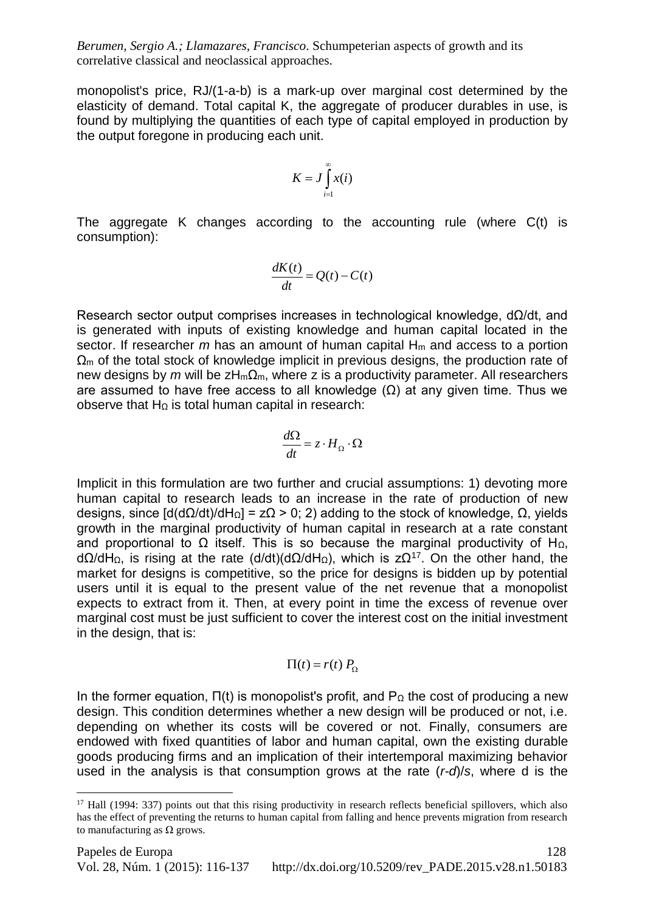monopolist's price, RJ/(1-a-b) is a mark-up over marginal cost determined by the elasticity of demand. Total capital K, the aggregate of producer durables in use, is found by multiplying the quantities of each type of capital employed in production by the output foregone in producing each unit.

$$K = J \int_{i=1}^{\infty} x(i)$$

The aggregate K changes according to the accounting rule (where C(t) is consumption):

$$\frac{dK(t)}{dt} = Q(t) - C(t)$$

Research sector output comprises increases in technological knowledge, $d\Omega/dt$, and is generated with inputs of existing knowledge and human capital located in the sector. If researcher *m* has an amount of human capital $H_m$ and access to a portion $\Omega_m$ of the total stock of knowledge implicit in previous designs, the production rate of new designs by *m* will be $zH_m\Omega_m$, where z is a productivity parameter. All researchers are assumed to have free access to all knowledge ($\Omega$) at any given time. Thus we observe that $H_\Omega$ is total human capital in research:

$$\frac{d\Omega}{dt} = z \cdot H_\Omega \cdot \Omega$$

Implicit in this formulation are two further and crucial assumptions: 1) devoting more human capital to research leads to an increase in the rate of production of new designs, since $[d(d\Omega/dt)/dH_\Omega] = z\Omega > 0$; 2) adding to the stock of knowledge, $\Omega$, yields growth in the marginal productivity of human capital in research at a rate constant and proportional to $\Omega$ itself. This is so because the marginal productivity of $H_\Omega$, $d\Omega/dH_\Omega$, is rising at the rate $(d/dt)(d\Omega/dH_\Omega)$, which is $z\Omega$[17]. On the other hand, the market for designs is competitive, so the price for designs is bidden up by potential users until it is equal to the present value of the net revenue that a monopolist expects to extract from it. Then, at every point in time the excess of revenue over marginal cost must be just sufficient to cover the interest cost on the initial investment in the design, that is:

$$\Pi(t) = r(t)\, P_\Omega$$

In the former equation, $\Pi(t)$ is monopolist's profit, and $P_\Omega$ the cost of producing a new design. This condition determines whether a new design will be produced or not, i.e. depending on whether its costs will be covered or not. Finally, consumers are endowed with fixed quantities of labor and human capital, own the existing durable goods producing firms and an implication of their intertemporal maximizing behavior used in the analysis is that consumption grows at the rate $(r\text{-}d)/s$, where d is the

[17] Hall (1994: 337) points out that this rising productivity in research reflects beneficial spillovers, which also has the effect of preventing the returns to human capital from falling and hence prevents migration from research to manufacturing as $\Omega$ grows.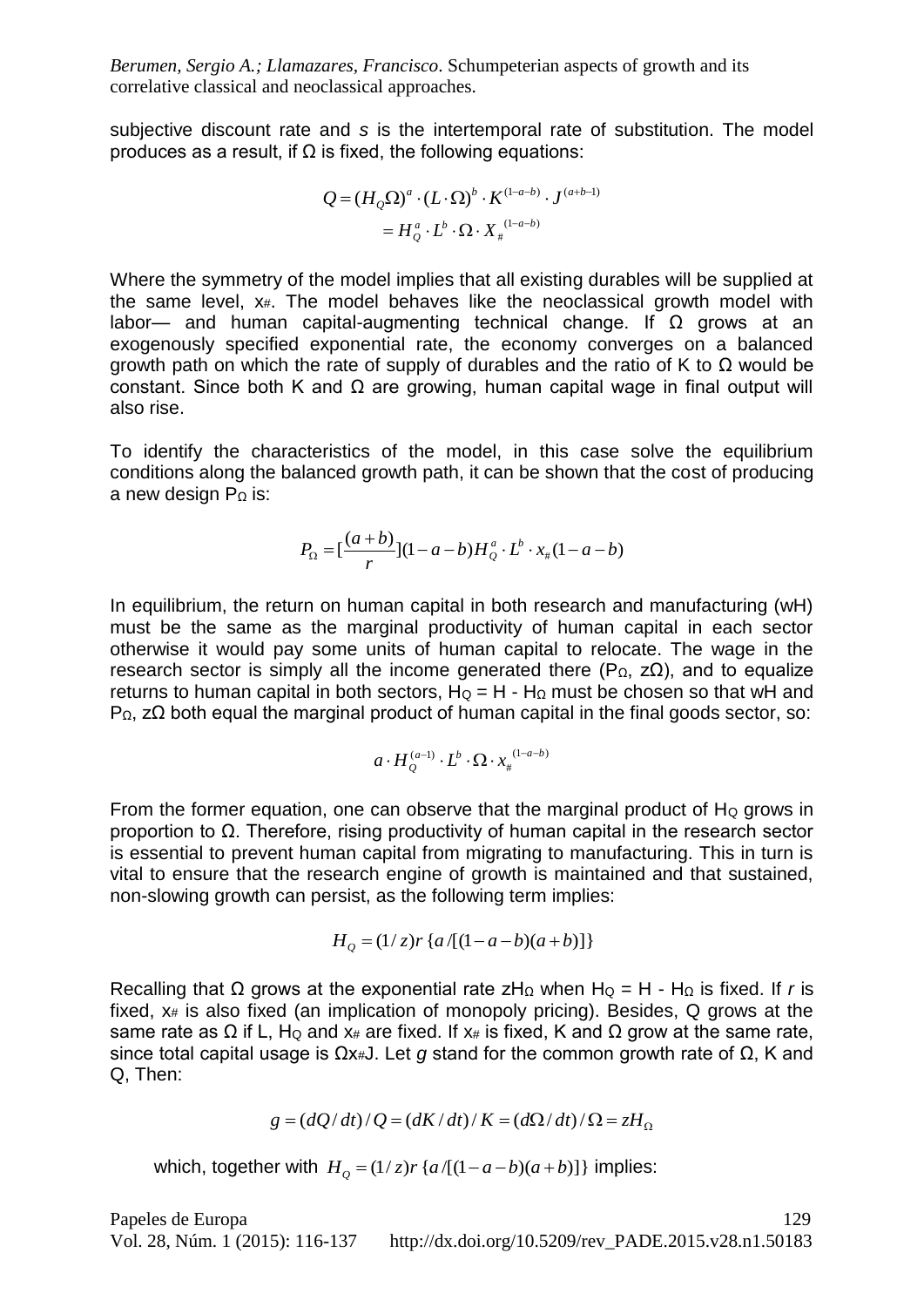subjective discount rate and *s* is the intertemporal rate of substitution. The model produces as a result, if $\Omega$ is fixed, the following equations:

$$Q = (H_Q \Omega)^a \cdot (L \cdot \Omega)^b \cdot K^{(1-a-b)} \cdot J^{(a+b-1)}$$
$$= H_Q^a \cdot L^b \cdot \Omega \cdot X_{\#}^{(1-a-b)}$$

Where the symmetry of the model implies that all existing durables will be supplied at the same level, $x_{\#}$. The model behaves like the neoclassical growth model with labor— and human capital-augmenting technical change. If $\Omega$ grows at an exogenously specified exponential rate, the economy converges on a balanced growth path on which the rate of supply of durables and the ratio of K to $\Omega$ would be constant. Since both K and $\Omega$ are growing, human capital wage in final output will also rise.

To identify the characteristics of the model, in this case solve the equilibrium conditions along the balanced growth path, it can be shown that the cost of producing a new design $P_\Omega$ is:

$$P_\Omega = [\frac{(a+b)}{r}](1-a-b)H_Q^a \cdot L^b \cdot x_{\#}(1-a-b)$$

In equilibrium, the return on human capital in both research and manufacturing (wH) must be the same as the marginal productivity of human capital in each sector otherwise it would pay some units of human capital to relocate. The wage in the research sector is simply all the income generated there ($P_\Omega$, $z\Omega$), and to equalize returns to human capital in both sectors, $H_Q = H - H_\Omega$ must be chosen so that wH and $P_\Omega$, $z\Omega$ both equal the marginal product of human capital in the final goods sector, so:

$$a \cdot H_Q^{(a-1)} \cdot L^b \cdot \Omega \cdot x_{\#}^{(1-a-b)}$$

From the former equation, one can observe that the marginal product of $H_Q$ grows in proportion to $\Omega$. Therefore, rising productivity of human capital in the research sector is essential to prevent human capital from migrating to manufacturing. This in turn is vital to ensure that the research engine of growth is maintained and that sustained, non-slowing growth can persist, as the following term implies:

$$H_Q = (1/z)r\ \{a/[(1-a-b)(a+b)]\}$$

Recalling that $\Omega$ grows at the exponential rate $zH_\Omega$ when $H_Q = H - H_\Omega$ is fixed. If *r* is fixed, $x_{\#}$ is also fixed (an implication of monopoly pricing). Besides, Q grows at the same rate as $\Omega$ if L, $H_Q$ and $x_{\#}$ are fixed. If $x_{\#}$ is fixed, K and $\Omega$ grow at the same rate, since total capital usage is $\Omega x_{\#} J$. Let *g* stand for the common growth rate of $\Omega$, K and Q, Then:

$$g = (dQ/dt)/Q = (dK/dt)/K = (d\Omega/dt)/\Omega = zH_\Omega$$

which, together with $H_Q = (1/z)r\ \{a/[(1-a-b)(a+b)]\}$ implies: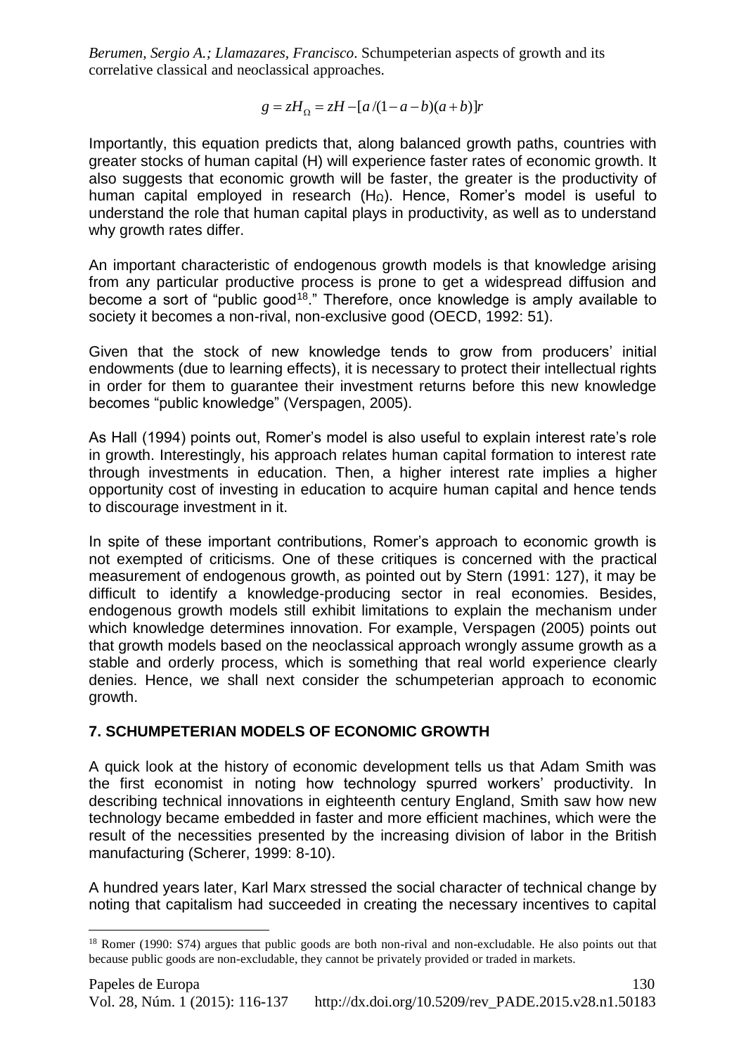$$g = zH_{\Omega} = zH - [a/(1-a-b)(a+b)]r$$

Importantly, this equation predicts that, along balanced growth paths, countries with greater stocks of human capital (H) will experience faster rates of economic growth. It also suggests that economic growth will be faster, the greater is the productivity of human capital employed in research ($H_{\Omega}$). Hence, Romer's model is useful to understand the role that human capital plays in productivity, as well as to understand why growth rates differ.

An important characteristic of endogenous growth models is that knowledge arising from any particular productive process is prone to get a widespread diffusion and become a sort of "public good[18]." Therefore, once knowledge is amply available to society it becomes a non-rival, non-exclusive good (OECD, 1992: 51).

Given that the stock of new knowledge tends to grow from producers' initial endowments (due to learning effects), it is necessary to protect their intellectual rights in order for them to guarantee their investment returns before this new knowledge becomes "public knowledge" (Verspagen, 2005).

As Hall (1994) points out, Romer's model is also useful to explain interest rate's role in growth. Interestingly, his approach relates human capital formation to interest rate through investments in education. Then, a higher interest rate implies a higher opportunity cost of investing in education to acquire human capital and hence tends to discourage investment in it.

In spite of these important contributions, Romer's approach to economic growth is not exempted of criticisms. One of these critiques is concerned with the practical measurement of endogenous growth, as pointed out by Stern (1991: 127), it may be difficult to identify a knowledge-producing sector in real economies. Besides, endogenous growth models still exhibit limitations to explain the mechanism under which knowledge determines innovation. For example, Verspagen (2005) points out that growth models based on the neoclassical approach wrongly assume growth as a stable and orderly process, which is something that real world experience clearly denies. Hence, we shall next consider the schumpeterian approach to economic growth.

## 7. SCHUMPETERIAN MODELS OF ECONOMIC GROWTH

A quick look at the history of economic development tells us that Adam Smith was the first economist in noting how technology spurred workers' productivity. In describing technical innovations in eighteenth century England, Smith saw how new technology became embedded in faster and more efficient machines, which were the result of the necessities presented by the increasing division of labor in the British manufacturing (Scherer, 1999: 8-10).

A hundred years later, Karl Marx stressed the social character of technical change by noting that capitalism had succeeded in creating the necessary incentives to capital

[18] Romer (1990: S74) argues that public goods are both non-rival and non-excludable. He also points out that because public goods are non-excludable, they cannot be privately provided or traded in markets.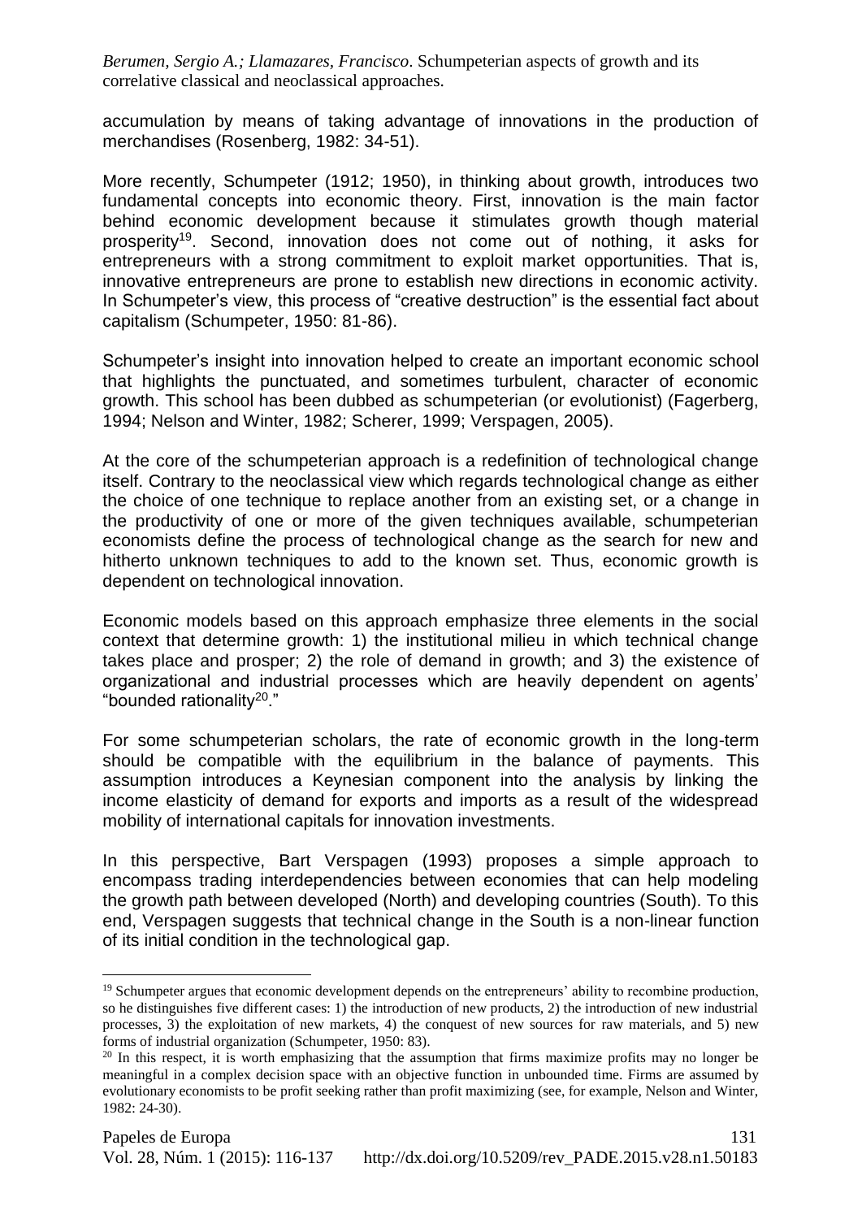accumulation by means of taking advantage of innovations in the production of merchandises (Rosenberg, 1982: 34-51).

More recently, Schumpeter (1912; 1950), in thinking about growth, introduces two fundamental concepts into economic theory. First, innovation is the main factor behind economic development because it stimulates growth though material prosperity[19]. Second, innovation does not come out of nothing, it asks for entrepreneurs with a strong commitment to exploit market opportunities. That is, innovative entrepreneurs are prone to establish new directions in economic activity. In Schumpeter's view, this process of "creative destruction" is the essential fact about capitalism (Schumpeter, 1950: 81-86).

Schumpeter's insight into innovation helped to create an important economic school that highlights the punctuated, and sometimes turbulent, character of economic growth. This school has been dubbed as schumpeterian (or evolutionist) (Fagerberg, 1994; Nelson and Winter, 1982; Scherer, 1999; Verspagen, 2005).

At the core of the schumpeterian approach is a redefinition of technological change itself. Contrary to the neoclassical view which regards technological change as either the choice of one technique to replace another from an existing set, or a change in the productivity of one or more of the given techniques available, schumpeterian economists define the process of technological change as the search for new and hitherto unknown techniques to add to the known set. Thus, economic growth is dependent on technological innovation.

Economic models based on this approach emphasize three elements in the social context that determine growth: 1) the institutional milieu in which technical change takes place and prosper; 2) the role of demand in growth; and 3) the existence of organizational and industrial processes which are heavily dependent on agents' "bounded rationality[20]."

For some schumpeterian scholars, the rate of economic growth in the long-term should be compatible with the equilibrium in the balance of payments. This assumption introduces a Keynesian component into the analysis by linking the income elasticity of demand for exports and imports as a result of the widespread mobility of international capitals for innovation investments.

In this perspective, Bart Verspagen (1993) proposes a simple approach to encompass trading interdependencies between economies that can help modeling the growth path between developed (North) and developing countries (South). To this end, Verspagen suggests that technical change in the South is a non-linear function of its initial condition in the technological gap.

---

[19] Schumpeter argues that economic development depends on the entrepreneurs' ability to recombine production, so he distinguishes five different cases: 1) the introduction of new products, 2) the introduction of new industrial processes, 3) the exploitation of new markets, 4) the conquest of new sources for raw materials, and 5) new forms of industrial organization (Schumpeter, 1950: 83).

[20] In this respect, it is worth emphasizing that the assumption that firms maximize profits may no longer be meaningful in a complex decision space with an objective function in unbounded time. Firms are assumed by evolutionary economists to be profit seeking rather than profit maximizing (see, for example, Nelson and Winter, 1982: 24-30).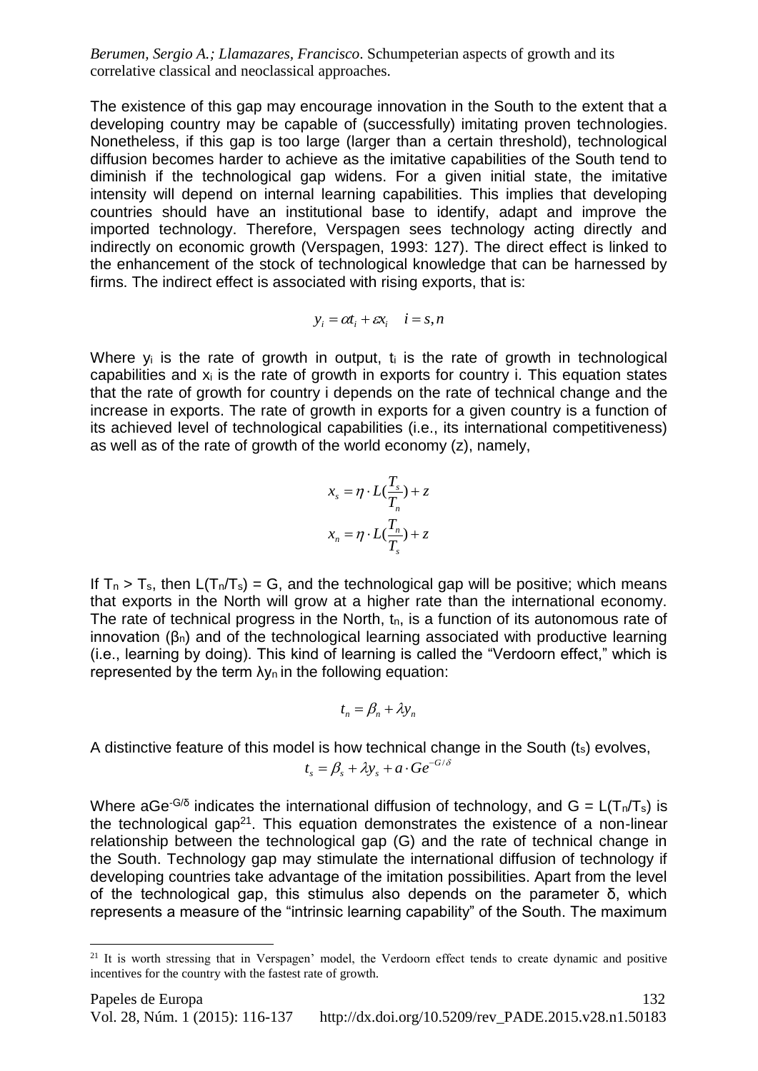The existence of this gap may encourage innovation in the South to the extent that a developing country may be capable of (successfully) imitating proven technologies. Nonetheless, if this gap is too large (larger than a certain threshold), technological diffusion becomes harder to achieve as the imitative capabilities of the South tend to diminish if the technological gap widens. For a given initial state, the imitative intensity will depend on internal learning capabilities. This implies that developing countries should have an institutional base to identify, adapt and improve the imported technology. Therefore, Verspagen sees technology acting directly and indirectly on economic growth (Verspagen, 1993: 127). The direct effect is linked to the enhancement of the stock of technological knowledge that can be harnessed by firms. The indirect effect is associated with rising exports, that is:

$$y_i = \alpha t_i + \varepsilon x_i \quad i = s, n$$

Where $y_i$ is the rate of growth in output, $t_i$ is the rate of growth in technological capabilities and $x_i$ is the rate of growth in exports for country i. This equation states that the rate of growth for country i depends on the rate of technical change and the increase in exports. The rate of growth in exports for a given country is a function of its achieved level of technological capabilities (i.e., its international competitiveness) as well as of the rate of growth of the world economy (z), namely,

$$x_s = \eta \cdot L(\frac{T_s}{T_n}) + z$$

$$x_n = \eta \cdot L(\frac{T_n}{T_s}) + z$$

If $T_n > T_s$, then $L(T_n/T_s) = G$, and the technological gap will be positive; which means that exports in the North will grow at a higher rate than the international economy. The rate of technical progress in the North, $t_n$, is a function of its autonomous rate of innovation ($\beta_n$) and of the technological learning associated with productive learning (i.e., learning by doing). This kind of learning is called the "Verdoorn effect," which is represented by the term $\lambda y_n$ in the following equation:

$$t_n = \beta_n + \lambda y_n$$

A distinctive feature of this model is how technical change in the South ($t_s$) evolves,

$$t_s = \beta_s + \lambda y_s + a \cdot G e^{-G/\delta}$$

Where $aGe^{-G/\delta}$ indicates the international diffusion of technology, and $G = L(T_n/T_s)$ is the technological gap[21]. This equation demonstrates the existence of a non-linear relationship between the technological gap (G) and the rate of technical change in the South. Technology gap may stimulate the international diffusion of technology if developing countries take advantage of the imitation possibilities. Apart from the level of the technological gap, this stimulus also depends on the parameter δ, which represents a measure of the "intrinsic learning capability" of the South. The maximum

[21] It is worth stressing that in Verspagen' model, the Verdoorn effect tends to create dynamic and positive incentives for the country with the fastest rate of growth.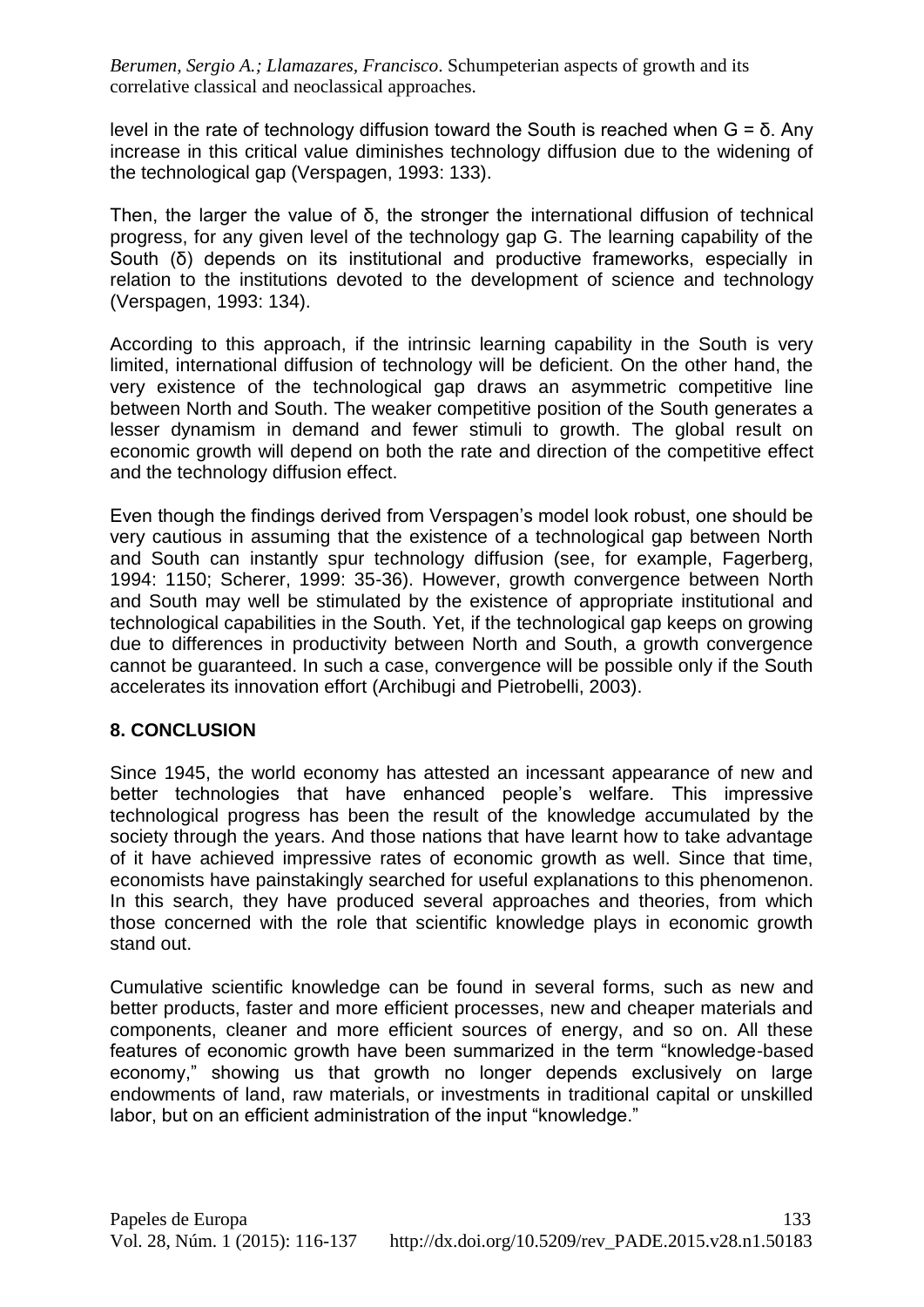level in the rate of technology diffusion toward the South is reached when $G = \delta$. Any increase in this critical value diminishes technology diffusion due to the widening of the technological gap (Verspagen, 1993: 133).

Then, the larger the value of $\delta$, the stronger the international diffusion of technical progress, for any given level of the technology gap $G$. The learning capability of the South ($\delta$) depends on its institutional and productive frameworks, especially in relation to the institutions devoted to the development of science and technology (Verspagen, 1993: 134).

According to this approach, if the intrinsic learning capability in the South is very limited, international diffusion of technology will be deficient. On the other hand, the very existence of the technological gap draws an asymmetric competitive line between North and South. The weaker competitive position of the South generates a lesser dynamism in demand and fewer stimuli to growth. The global result on economic growth will depend on both the rate and direction of the competitive effect and the technology diffusion effect.

Even though the findings derived from Verspagen's model look robust, one should be very cautious in assuming that the existence of a technological gap between North and South can instantly spur technology diffusion (see, for example, Fagerberg, 1994: 1150; Scherer, 1999: 35-36). However, growth convergence between North and South may well be stimulated by the existence of appropriate institutional and technological capabilities in the South. Yet, if the technological gap keeps on growing due to differences in productivity between North and South, a growth convergence cannot be guaranteed. In such a case, convergence will be possible only if the South accelerates its innovation effort (Archibugi and Pietrobelli, 2003).

## 8. CONCLUSION

Since 1945, the world economy has attested an incessant appearance of new and better technologies that have enhanced people's welfare. This impressive technological progress has been the result of the knowledge accumulated by the society through the years. And those nations that have learnt how to take advantage of it have achieved impressive rates of economic growth as well. Since that time, economists have painstakingly searched for useful explanations to this phenomenon. In this search, they have produced several approaches and theories, from which those concerned with the role that scientific knowledge plays in economic growth stand out.

Cumulative scientific knowledge can be found in several forms, such as new and better products, faster and more efficient processes, new and cheaper materials and components, cleaner and more efficient sources of energy, and so on. All these features of economic growth have been summarized in the term "knowledge-based economy," showing us that growth no longer depends exclusively on large endowments of land, raw materials, or investments in traditional capital or unskilled labor, but on an efficient administration of the input "knowledge."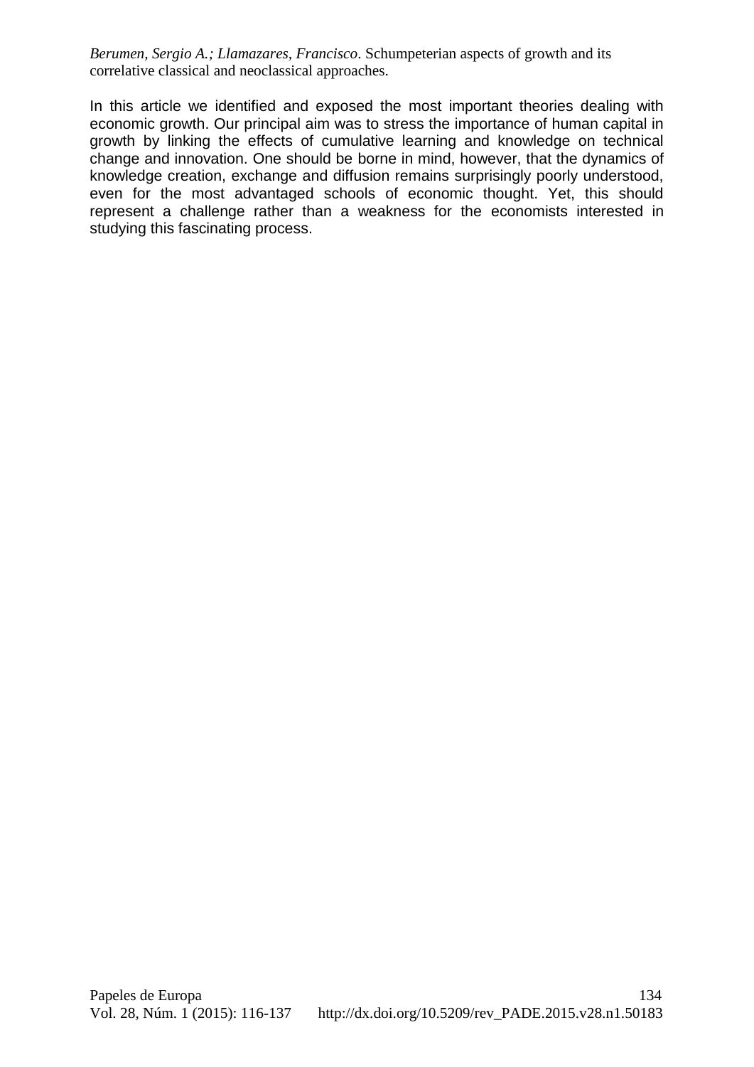In this article we identified and exposed the most important theories dealing with economic growth. Our principal aim was to stress the importance of human capital in growth by linking the effects of cumulative learning and knowledge on technical change and innovation. One should be borne in mind, however, that the dynamics of knowledge creation, exchange and diffusion remains surprisingly poorly understood, even for the most advantaged schools of economic thought. Yet, this should represent a challenge rather than a weakness for the economists interested in studying this fascinating process.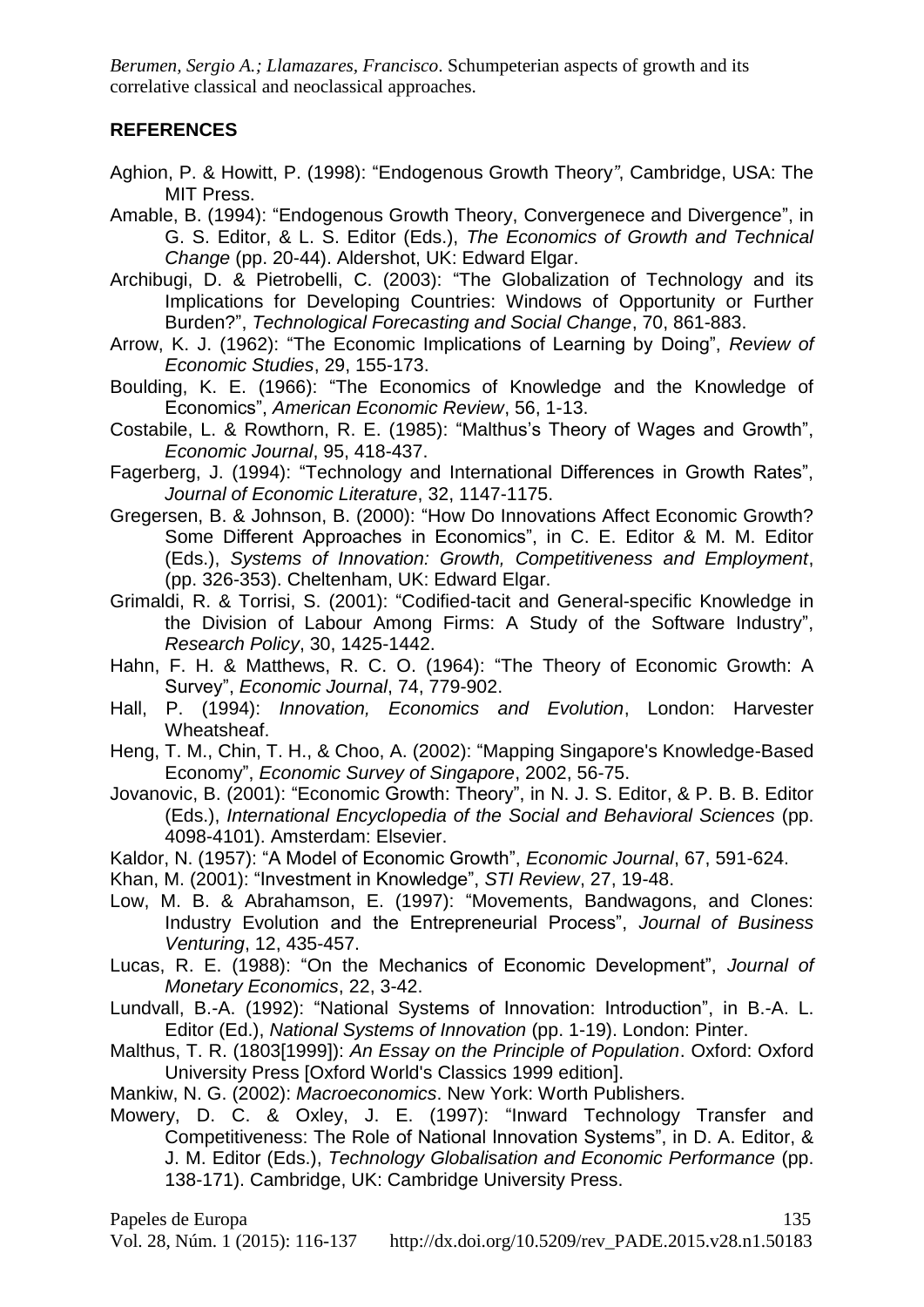## REFERENCES

Aghion, P. & Howitt, P. (1998): "Endogenous Growth Theory", Cambridge, USA: The MIT Press.

Amable, B. (1994): "Endogenous Growth Theory, Convergenece and Divergence", in G. S. Editor, & L. S. Editor (Eds.), *The Economics of Growth and Technical Change* (pp. 20-44). Aldershot, UK: Edward Elgar.

Archibugi, D. & Pietrobelli, C. (2003): "The Globalization of Technology and its Implications for Developing Countries: Windows of Opportunity or Further Burden?", *Technological Forecasting and Social Change*, 70, 861-883.

Arrow, K. J. (1962): "The Economic Implications of Learning by Doing", *Review of Economic Studies*, 29, 155-173.

Boulding, K. E. (1966): "The Economics of Knowledge and the Knowledge of Economics", *American Economic Review*, 56, 1-13.

Costabile, L. & Rowthorn, R. E. (1985): "Malthus's Theory of Wages and Growth", *Economic Journal*, 95, 418-437.

Fagerberg, J. (1994): "Technology and International Differences in Growth Rates", *Journal of Economic Literature*, 32, 1147-1175.

Gregersen, B. & Johnson, B. (2000): "How Do Innovations Affect Economic Growth? Some Different Approaches in Economics", in C. E. Editor & M. M. Editor (Eds.), *Systems of Innovation: Growth, Competitiveness and Employment*, (pp. 326-353). Cheltenham, UK: Edward Elgar.

Grimaldi, R. & Torrisi, S. (2001): "Codified-tacit and General-specific Knowledge in the Division of Labour Among Firms: A Study of the Software Industry", *Research Policy*, 30, 1425-1442.

Hahn, F. H. & Matthews, R. C. O. (1964): "The Theory of Economic Growth: A Survey", *Economic Journal*, 74, 779-902.

Hall, P. (1994): *Innovation, Economics and Evolution*, London: Harvester Wheatsheaf.

Heng, T. M., Chin, T. H., & Choo, A. (2002): "Mapping Singapore's Knowledge-Based Economy", *Economic Survey of Singapore*, 2002, 56-75.

Jovanovic, B. (2001): "Economic Growth: Theory", in N. J. S. Editor, & P. B. B. Editor (Eds.), *International Encyclopedia of the Social and Behavioral Sciences* (pp. 4098-4101). Amsterdam: Elsevier.

Kaldor, N. (1957): "A Model of Economic Growth", *Economic Journal*, 67, 591-624.

Khan, M. (2001): "Investment in Knowledge", *STI Review*, 27, 19-48.

Low, M. B. & Abrahamson, E. (1997): "Movements, Bandwagons, and Clones: Industry Evolution and the Entrepreneurial Process", *Journal of Business Venturing*, 12, 435-457.

Lucas, R. E. (1988): "On the Mechanics of Economic Development", *Journal of Monetary Economics*, 22, 3-42.

Lundvall, B.-A. (1992): "National Systems of Innovation: Introduction", in B.-A. L. Editor (Ed.), *National Systems of Innovation* (pp. 1-19). London: Pinter.

Malthus, T. R. (1803[1999]): *An Essay on the Principle of Population*. Oxford: Oxford University Press [Oxford World's Classics 1999 edition].

Mankiw, N. G. (2002): *Macroeconomics*. New York: Worth Publishers.

Mowery, D. C. & Oxley, J. E. (1997): "Inward Technology Transfer and Competitiveness: The Role of National Innovation Systems", in D. A. Editor, & J. M. Editor (Eds.), *Technology Globalisation and Economic Performance* (pp. 138-171). Cambridge, UK: Cambridge University Press.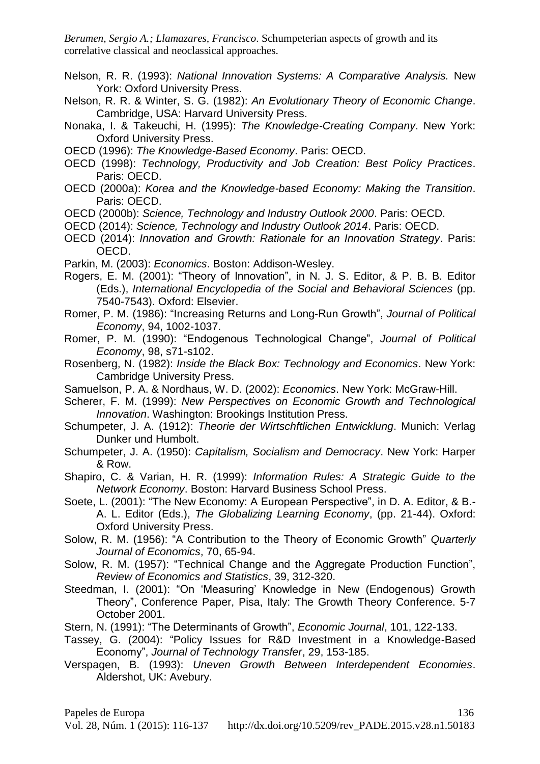- Nelson, R. R. (1993): *National Innovation Systems: A Comparative Analysis.* New York: Oxford University Press.
- Nelson, R. R. & Winter, S. G. (1982): *An Evolutionary Theory of Economic Change*. Cambridge, USA: Harvard University Press.
- Nonaka, I. & Takeuchi, H. (1995): *The Knowledge-Creating Company*. New York: Oxford University Press.
- OECD (1996): *The Knowledge-Based Economy*. Paris: OECD.
- OECD (1998): *Technology, Productivity and Job Creation: Best Policy Practices*. Paris: OECD.
- OECD (2000a): *Korea and the Knowledge-based Economy: Making the Transition*. Paris: OECD.
- OECD (2000b): *Science, Technology and Industry Outlook 2000*. Paris: OECD.
- OECD (2014): *Science, Technology and Industry Outlook 2014*. Paris: OECD.
- OECD (2014): *Innovation and Growth: Rationale for an Innovation Strategy*. Paris: OECD.
- Parkin, M. (2003): *Economics*. Boston: Addison-Wesley.
- Rogers, E. M. (2001): "Theory of Innovation", in N. J. S. Editor, & P. B. B. Editor (Eds.), *International Encyclopedia of the Social and Behavioral Sciences* (pp. 7540-7543). Oxford: Elsevier.
- Romer, P. M. (1986): "Increasing Returns and Long-Run Growth", *Journal of Political Economy*, 94, 1002-1037.
- Romer, P. M. (1990): "Endogenous Technological Change", *Journal of Political Economy*, 98, s71-s102.
- Rosenberg, N. (1982): *Inside the Black Box: Technology and Economics*. New York: Cambridge University Press.
- Samuelson, P. A. & Nordhaus, W. D. (2002): *Economics*. New York: McGraw-Hill.
- Scherer, F. M. (1999): *New Perspectives on Economic Growth and Technological Innovation*. Washington: Brookings Institution Press.
- Schumpeter, J. A. (1912): *Theorie der Wirtschftlichen Entwicklung*. Munich: Verlag Dunker und Humbolt.
- Schumpeter, J. A. (1950): *Capitalism, Socialism and Democracy*. New York: Harper & Row.
- Shapiro, C. & Varian, H. R. (1999): *Information Rules: A Strategic Guide to the Network Economy*. Boston: Harvard Business School Press.
- Soete, L. (2001): "The New Economy: A European Perspective", in D. A. Editor, & B.-A. L. Editor (Eds.), *The Globalizing Learning Economy*, (pp. 21-44). Oxford: Oxford University Press.
- Solow, R. M. (1956): "A Contribution to the Theory of Economic Growth" *Quarterly Journal of Economics*, 70, 65-94.
- Solow, R. M. (1957): "Technical Change and the Aggregate Production Function", *Review of Economics and Statistics*, 39, 312-320.
- Steedman, I. (2001): "On 'Measuring' Knowledge in New (Endogenous) Growth Theory", Conference Paper, Pisa, Italy: The Growth Theory Conference. 5-7 October 2001.
- Stern, N. (1991): "The Determinants of Growth", *Economic Journal*, 101, 122-133.
- Tassey, G. (2004): "Policy Issues for R&D Investment in a Knowledge-Based Economy", *Journal of Technology Transfer*, 29, 153-185.
- Verspagen, B. (1993): *Uneven Growth Between Interdependent Economies*. Aldershot, UK: Avebury.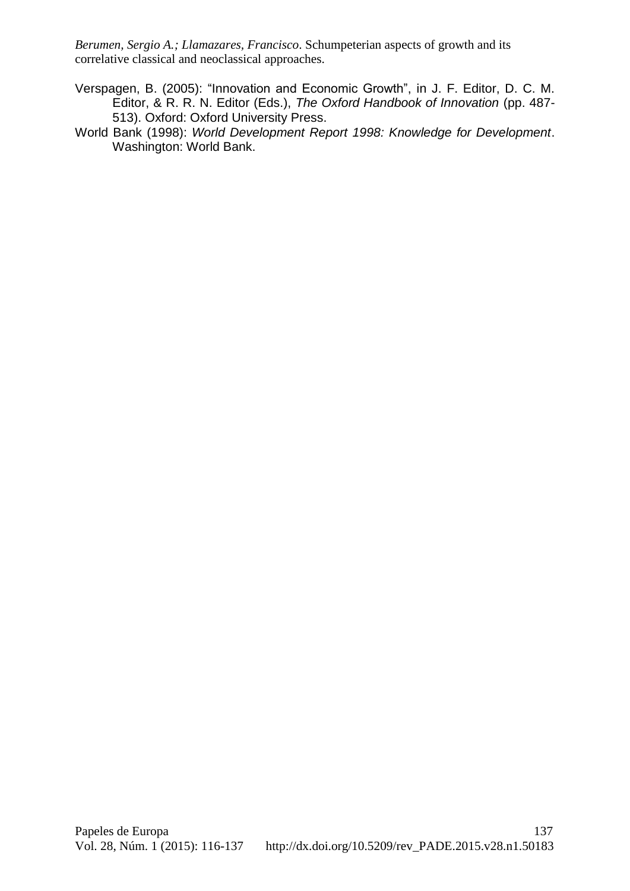Verspagen, B. (2005): “Innovation and Economic Growth”, in J. F. Editor, D. C. M. Editor, & R. R. N. Editor (Eds.), *The Oxford Handbook of Innovation* (pp. 487-513). Oxford: Oxford University Press.

World Bank (1998): *World Development Report 1998: Knowledge for Development*. Washington: World Bank.